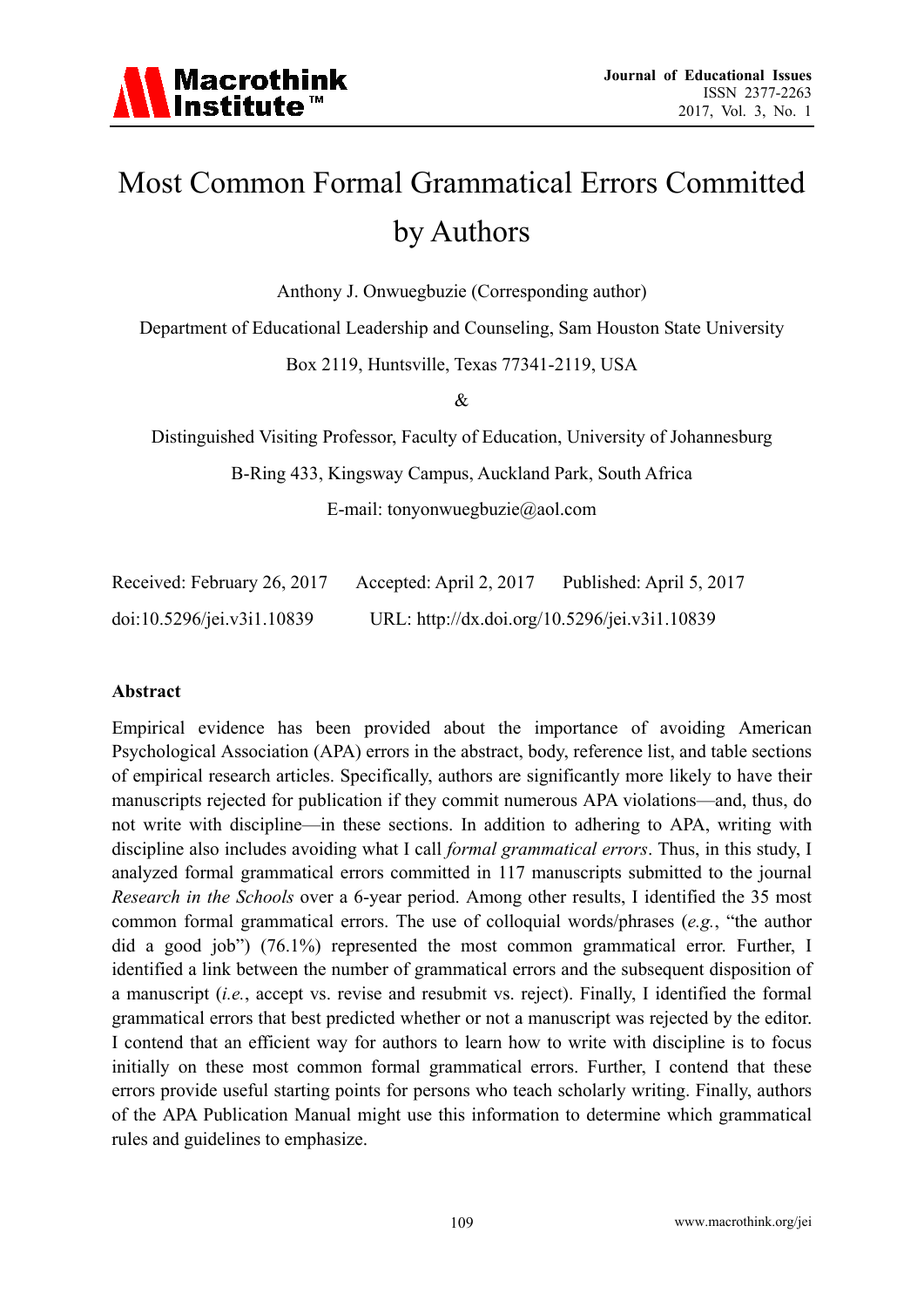# Most Common Formal Grammatical Errors Committed by Authors

Anthony J. Onwuegbuzie (Corresponding author)

Department of Educational Leadership and Counseling, Sam Houston State University

Box 2119, Huntsville, Texas 77341-2119, USA

&

Distinguished Visiting Professor, Faculty of Education, University of Johannesburg

B-Ring 433, Kingsway Campus, Auckland Park, South Africa

E-mail: tonyonwuegbuzie@aol.com

Received: February 26, 2017 Accepted: April 2, 2017 Published: April 5, 2017

doi:10.5296/jei.v3i1.10839 URL: http://dx.doi.org/10.5296/jei.v3i1.10839

## Abstract

Empirical evidence has been provided about the importance of avoiding American Psychological Association (APA) errors in the abstract, body, reference list, and table sections of empirical research articles. Specifically, authors are significantly more likely to have their manuscripts rejected for publication if they commit numerous APA violations—and, thus, do not write with discipline—in these sections. In addition to adhering to APA, writing with discipline also includes avoiding what I call *formal grammatical errors*. Thus, in this study, I analyzed formal grammatical errors committed in 117 manuscripts submitted to the journal *Research in the Schools* over a 6-year period. Among other results, I identified the 35 most common formal grammatical errors. The use of colloquial words/phrases (*e.g.*, "the author did a good job") (76.1%) represented the most common grammatical error. Further, I identified a link between the number of grammatical errors and the subsequent disposition of a manuscript (*i.e.*, accept vs. revise and resubmit vs. reject). Finally, I identified the formal grammatical errors that best predicted whether or not a manuscript was rejected by the editor. I contend that an efficient way for authors to learn how to write with discipline is to focus initially on these most common formal grammatical errors. Further, I contend that these errors provide useful starting points for persons who teach scholarly writing. Finally, authors of the APA Publication Manual might use this information to determine which grammatical rules and guidelines to emphasize.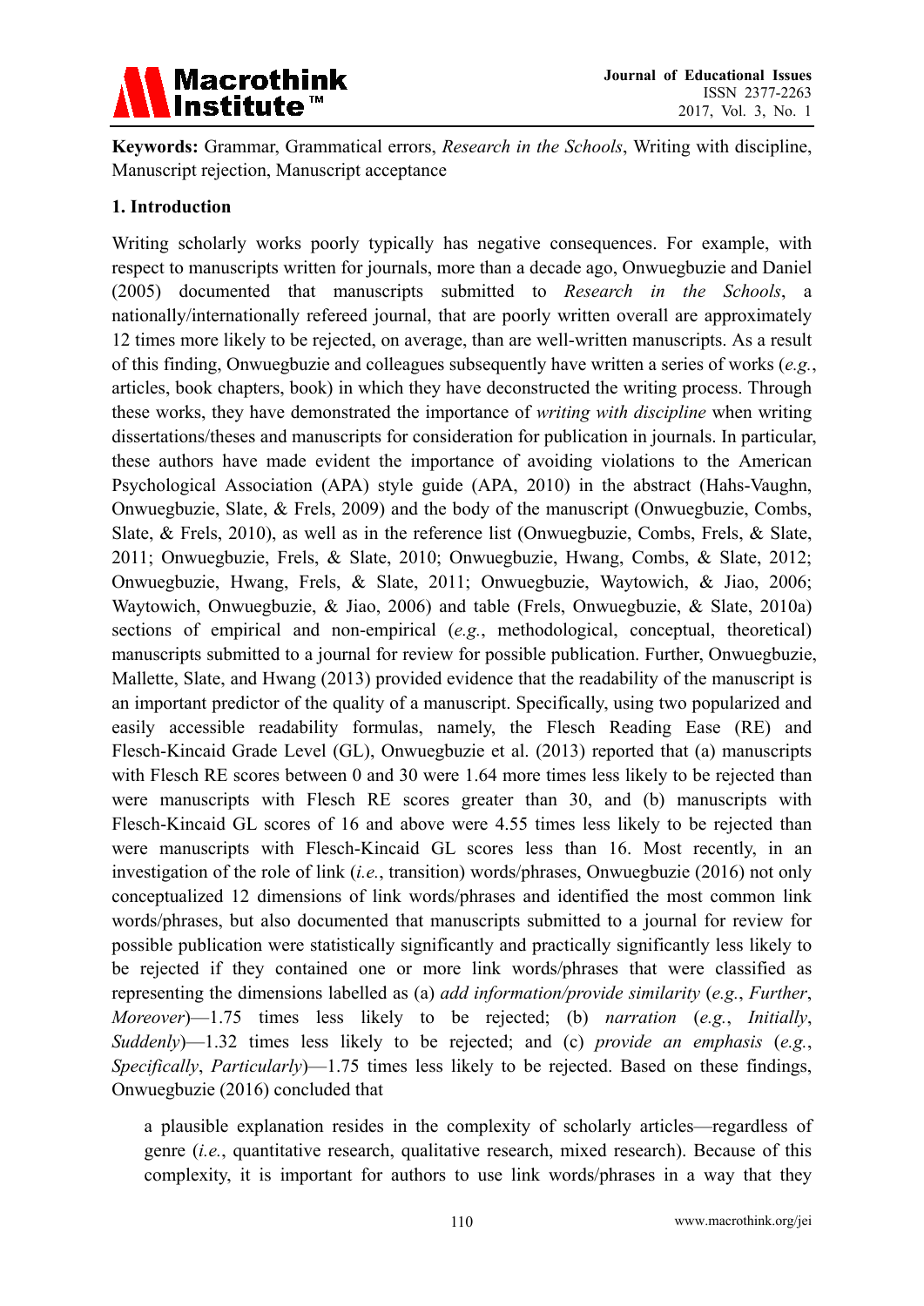**Keywords:** Grammar, Grammatical errors, *Research in the Schools*, Writing with discipline, Manuscript rejection, Manuscript acceptance

## 1. Introduction

Writing scholarly works poorly typically has negative consequences. For example, with respect to manuscripts written for journals, more than a decade ago, Onwuegbuzie and Daniel (2005) documented that manuscripts submitted to *Research in the Schools*, a nationally/internationally refereed journal, that are poorly written overall are approximately 12 times more likely to be rejected, on average, than are well-written manuscripts. As a result of this finding, Onwuegbuzie and colleagues subsequently have written a series of works (*e.g.*, articles, book chapters, book) in which they have deconstructed the writing process. Through these works, they have demonstrated the importance of *writing with discipline* when writing dissertations/theses and manuscripts for consideration for publication in journals. In particular, these authors have made evident the importance of avoiding violations to the American Psychological Association (APA) style guide (APA, 2010) in the abstract (Hahs-Vaughn, Onwuegbuzie, Slate, & Frels, 2009) and the body of the manuscript (Onwuegbuzie, Combs, Slate, & Frels, 2010), as well as in the reference list (Onwuegbuzie, Combs, Frels, & Slate, 2011; Onwuegbuzie, Frels, & Slate, 2010; Onwuegbuzie, Hwang, Combs, & Slate, 2012; Onwuegbuzie, Hwang, Frels, & Slate, 2011; Onwuegbuzie, Waytowich, & Jiao, 2006; Waytowich, Onwuegbuzie, & Jiao, 2006) and table (Frels, Onwuegbuzie, & Slate, 2010a) sections of empirical and non-empirical (*e.g.*, methodological, conceptual, theoretical) manuscripts submitted to a journal for review for possible publication. Further, Onwuegbuzie, Mallette, Slate, and Hwang (2013) provided evidence that the readability of the manuscript is an important predictor of the quality of a manuscript. Specifically, using two popularized and easily accessible readability formulas, namely, the Flesch Reading Ease (RE) and Flesch-Kincaid Grade Level (GL), Onwuegbuzie et al. (2013) reported that (a) manuscripts with Flesch RE scores between 0 and 30 were 1.64 more times less likely to be rejected than were manuscripts with Flesch RE scores greater than 30, and (b) manuscripts with Flesch-Kincaid GL scores of 16 and above were 4.55 times less likely to be rejected than were manuscripts with Flesch-Kincaid GL scores less than 16. Most recently, in an investigation of the role of link (*i.e.*, transition) words/phrases, Onwuegbuzie (2016) not only conceptualized 12 dimensions of link words/phrases and identified the most common link words/phrases, but also documented that manuscripts submitted to a journal for review for possible publication were statistically significantly and practically significantly less likely to be rejected if they contained one or more link words/phrases that were classified as representing the dimensions labelled as (a) *add information/provide similarity* (*e.g.*, *Further*, *Moreover*)—1.75 times less likely to be rejected; (b) *narration* (*e.g.*, *Initially*, *Suddenly*)—1.32 times less likely to be rejected; and (c) *provide an emphasis* (*e.g.*, *Specifically*, *Particularly*)—1.75 times less likely to be rejected. Based on these findings, Onwuegbuzie (2016) concluded that

> a plausible explanation resides in the complexity of scholarly articles—regardless of genre (*i.e.*, quantitative research, qualitative research, mixed research). Because of this complexity, it is important for authors to use link words/phrases in a way that they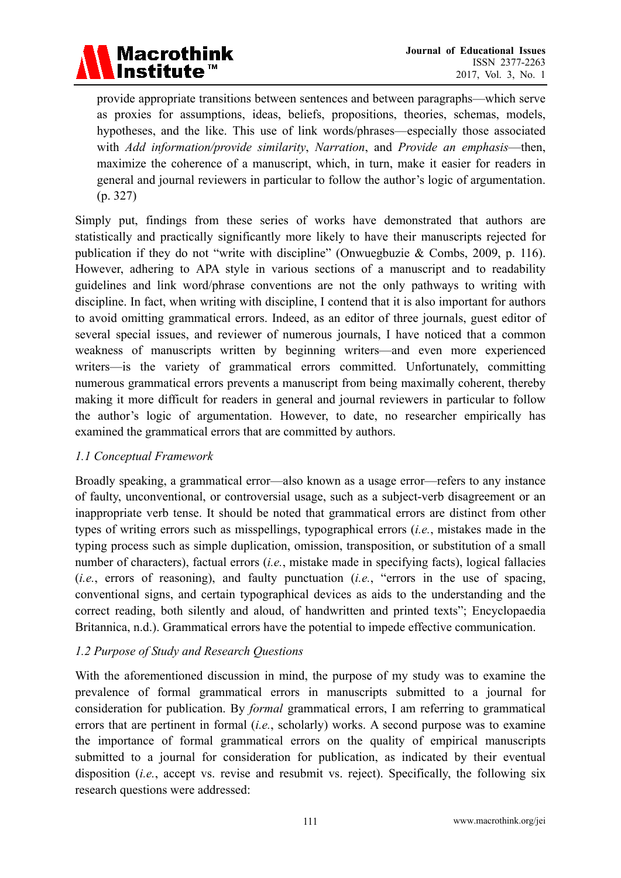provide appropriate transitions between sentences and between paragraphs—which serve as proxies for assumptions, ideas, beliefs, propositions, theories, schemas, models, hypotheses, and the like. This use of link words/phrases—especially those associated with *Add information/provide similarity*, *Narration*, and *Provide an emphasis*—then, maximize the coherence of a manuscript, which, in turn, make it easier for readers in general and journal reviewers in particular to follow the author's logic of argumentation. (p. 327)

Simply put, findings from these series of works have demonstrated that authors are statistically and practically significantly more likely to have their manuscripts rejected for publication if they do not "write with discipline" (Onwuegbuzie & Combs, 2009, p. 116). However, adhering to APA style in various sections of a manuscript and to readability guidelines and link word/phrase conventions are not the only pathways to writing with discipline. In fact, when writing with discipline, I contend that it is also important for authors to avoid omitting grammatical errors. Indeed, as an editor of three journals, guest editor of several special issues, and reviewer of numerous journals, I have noticed that a common weakness of manuscripts written by beginning writers—and even more experienced writers—is the variety of grammatical errors committed. Unfortunately, committing numerous grammatical errors prevents a manuscript from being maximally coherent, thereby making it more difficult for readers in general and journal reviewers in particular to follow the author's logic of argumentation. However, to date, no researcher empirically has examined the grammatical errors that are committed by authors.

### *1.1 Conceptual Framework*

Broadly speaking, a grammatical error—also known as a usage error—refers to any instance of faulty, unconventional, or controversial usage, such as a subject-verb disagreement or an inappropriate verb tense. It should be noted that grammatical errors are distinct from other types of writing errors such as misspellings, typographical errors (*i.e.*, mistakes made in the typing process such as simple duplication, omission, transposition, or substitution of a small number of characters), factual errors (*i.e.*, mistake made in specifying facts), logical fallacies (*i.e.*, errors of reasoning), and faulty punctuation (*i.e.*, "errors in the use of spacing, conventional signs, and certain typographical devices as aids to the understanding and the correct reading, both silently and aloud, of handwritten and printed texts"; Encyclopaedia Britannica, n.d.). Grammatical errors have the potential to impede effective communication.

### *1.2 Purpose of Study and Research Questions*

With the aforementioned discussion in mind, the purpose of my study was to examine the prevalence of formal grammatical errors in manuscripts submitted to a journal for consideration for publication. By *formal* grammatical errors, I am referring to grammatical errors that are pertinent in formal (*i.e.*, scholarly) works. A second purpose was to examine the importance of formal grammatical errors on the quality of empirical manuscripts submitted to a journal for consideration for publication, as indicated by their eventual disposition (*i.e.*, accept vs. revise and resubmit vs. reject). Specifically, the following six research questions were addressed: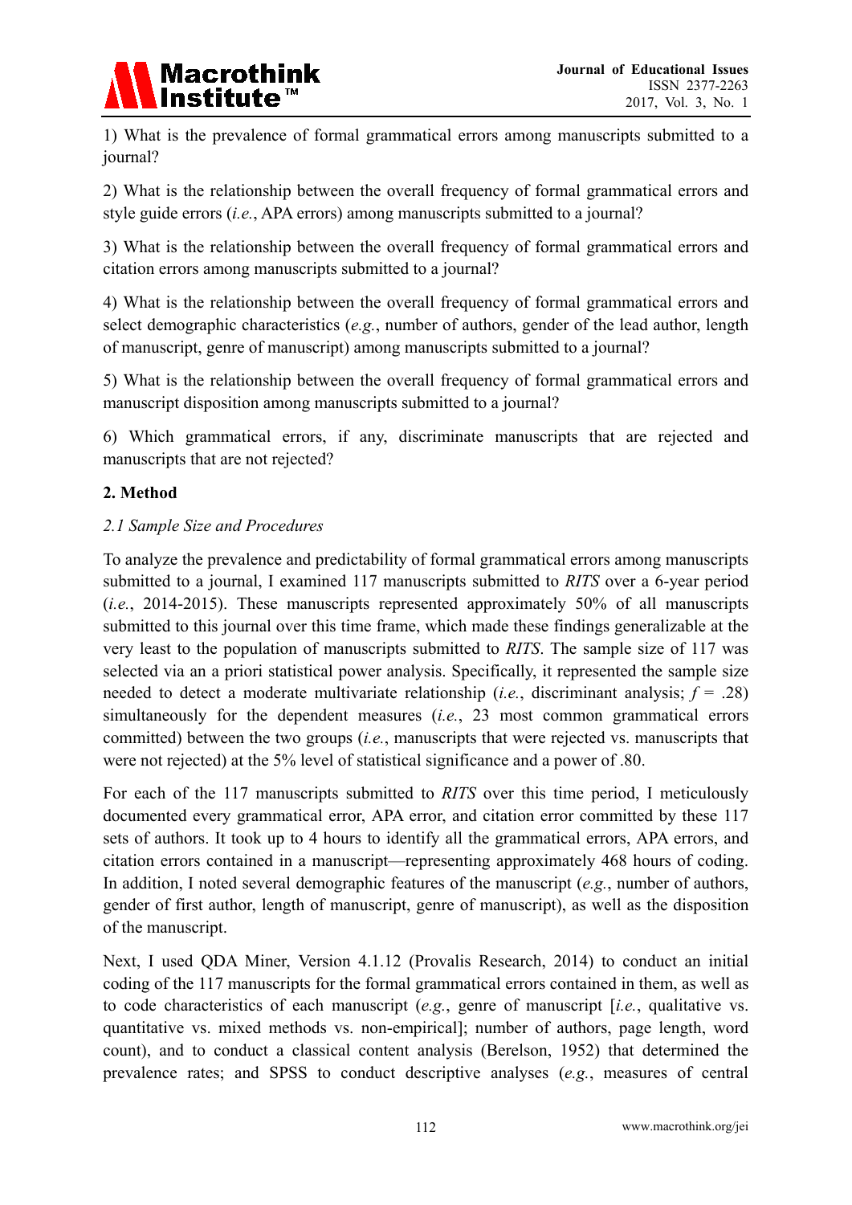1) What is the prevalence of formal grammatical errors among manuscripts submitted to a journal?

2) What is the relationship between the overall frequency of formal grammatical errors and style guide errors (*i.e.*, APA errors) among manuscripts submitted to a journal?

3) What is the relationship between the overall frequency of formal grammatical errors and citation errors among manuscripts submitted to a journal?

4) What is the relationship between the overall frequency of formal grammatical errors and select demographic characteristics (*e.g.*, number of authors, gender of the lead author, length of manuscript, genre of manuscript) among manuscripts submitted to a journal?

5) What is the relationship between the overall frequency of formal grammatical errors and manuscript disposition among manuscripts submitted to a journal?

6) Which grammatical errors, if any, discriminate manuscripts that are rejected and manuscripts that are not rejected?

## 2. Method

### *2.1 Sample Size and Procedures*

To analyze the prevalence and predictability of formal grammatical errors among manuscripts submitted to a journal, I examined 117 manuscripts submitted to *RITS* over a 6-year period (*i.e.*, 2014-2015). These manuscripts represented approximately 50% of all manuscripts submitted to this journal over this time frame, which made these findings generalizable at the very least to the population of manuscripts submitted to *RITS*. The sample size of 117 was selected via an a priori statistical power analysis. Specifically, it represented the sample size needed to detect a moderate multivariate relationship (*i.e.*, discriminant analysis; $f$ = .28) simultaneously for the dependent measures (*i.e.*, 23 most common grammatical errors committed) between the two groups (*i.e.*, manuscripts that were rejected vs. manuscripts that were not rejected) at the 5% level of statistical significance and a power of .80.

For each of the 117 manuscripts submitted to *RITS* over this time period, I meticulously documented every grammatical error, APA error, and citation error committed by these 117 sets of authors. It took up to 4 hours to identify all the grammatical errors, APA errors, and citation errors contained in a manuscript—representing approximately 468 hours of coding. In addition, I noted several demographic features of the manuscript (*e.g.*, number of authors, gender of first author, length of manuscript, genre of manuscript), as well as the disposition of the manuscript.

Next, I used QDA Miner, Version 4.1.12 (Provalis Research, 2014) to conduct an initial coding of the 117 manuscripts for the formal grammatical errors contained in them, as well as to code characteristics of each manuscript (*e.g.*, genre of manuscript [*i.e.*, qualitative vs. quantitative vs. mixed methods vs. non-empirical]; number of authors, page length, word count), and to conduct a classical content analysis (Berelson, 1952) that determined the prevalence rates; and SPSS to conduct descriptive analyses (*e.g.*, measures of central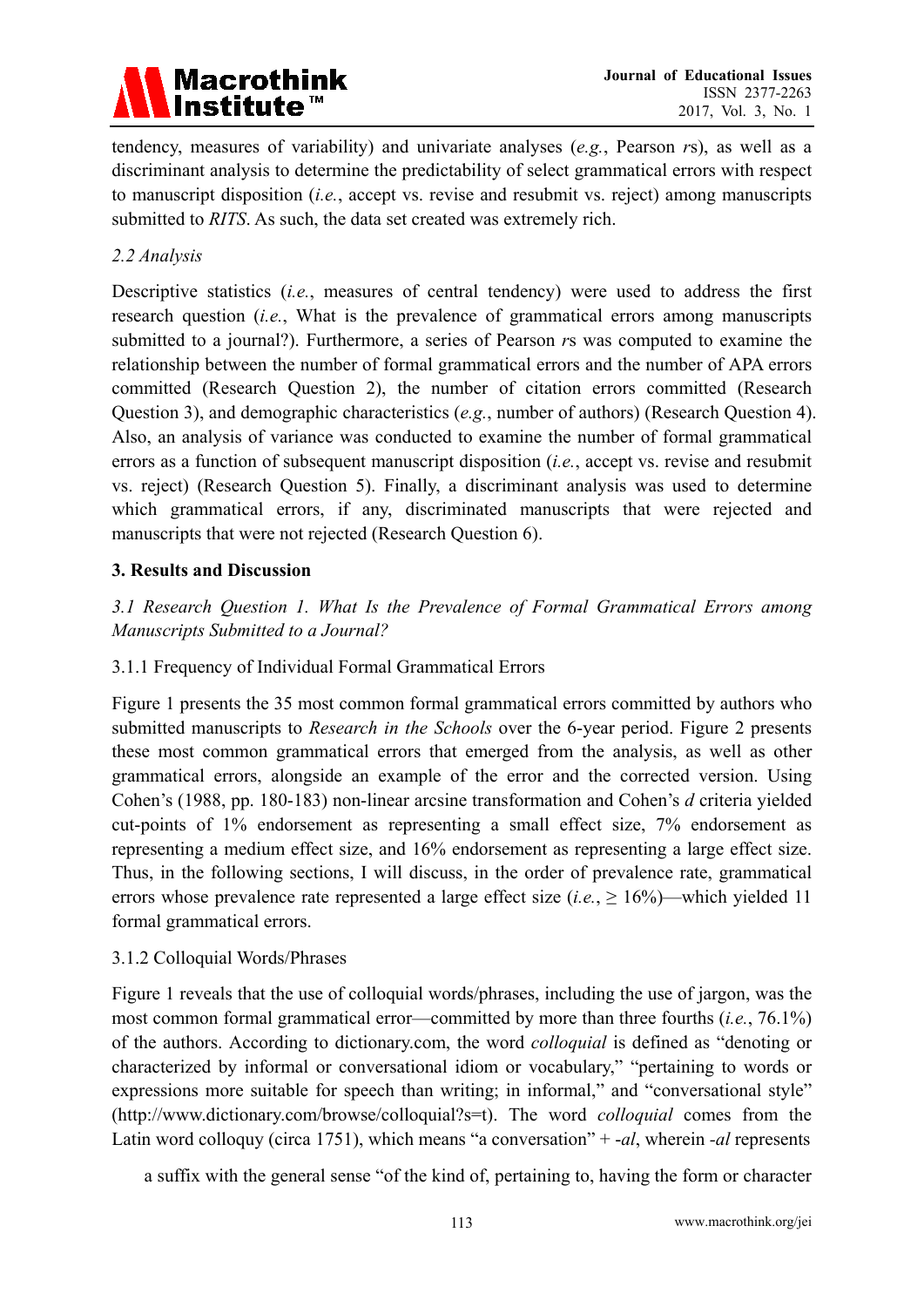tendency, measures of variability) and univariate analyses (*e.g.*, Pearson *r*s), as well as a discriminant analysis to determine the predictability of select grammatical errors with respect to manuscript disposition (*i.e.*, accept vs. revise and resubmit vs. reject) among manuscripts submitted to *RITS*. As such, the data set created was extremely rich.

### 2.2 Analysis

Descriptive statistics (*i.e.*, measures of central tendency) were used to address the first research question (*i.e.*, What is the prevalence of grammatical errors among manuscripts submitted to a journal?). Furthermore, a series of Pearson *r*s was computed to examine the relationship between the number of formal grammatical errors and the number of APA errors committed (Research Question 2), the number of citation errors committed (Research Question 3), and demographic characteristics (*e.g.*, number of authors) (Research Question 4). Also, an analysis of variance was conducted to examine the number of formal grammatical errors as a function of subsequent manuscript disposition (*i.e.*, accept vs. revise and resubmit vs. reject) (Research Question 5). Finally, a discriminant analysis was used to determine which grammatical errors, if any, discriminated manuscripts that were rejected and manuscripts that were not rejected (Research Question 6).

## 3. Results and Discussion

### 3.1 Research Question 1. What Is the Prevalence of Formal Grammatical Errors among Manuscripts Submitted to a Journal?

#### 3.1.1 Frequency of Individual Formal Grammatical Errors

Figure 1 presents the 35 most common formal grammatical errors committed by authors who submitted manuscripts to *Research in the Schools* over the 6-year period. Figure 2 presents these most common grammatical errors that emerged from the analysis, as well as other grammatical errors, alongside an example of the error and the corrected version. Using Cohen's (1988, pp. 180-183) non-linear arcsine transformation and Cohen's *d* criteria yielded cut-points of 1% endorsement as representing a small effect size, 7% endorsement as representing a medium effect size, and 16% endorsement as representing a large effect size. Thus, in the following sections, I will discuss, in the order of prevalence rate, grammatical errors whose prevalence rate represented a large effect size (*i.e.*, ≥ 16%)—which yielded 11 formal grammatical errors.

#### 3.1.2 Colloquial Words/Phrases

Figure 1 reveals that the use of colloquial words/phrases, including the use of jargon, was the most common formal grammatical error—committed by more than three fourths (*i.e.*, 76.1%) of the authors. According to dictionary.com, the word *colloquial* is defined as "denoting or characterized by informal or conversational idiom or vocabulary," "pertaining to words or expressions more suitable for speech than writing; in informal," and "conversational style" (http://www.dictionary.com/browse/colloquial?s=t). The word *colloquial* comes from the Latin word colloquy (circa 1751), which means "a conversation" + *-al*, wherein *-al* represents

> a suffix with the general sense "of the kind of, pertaining to, having the form or character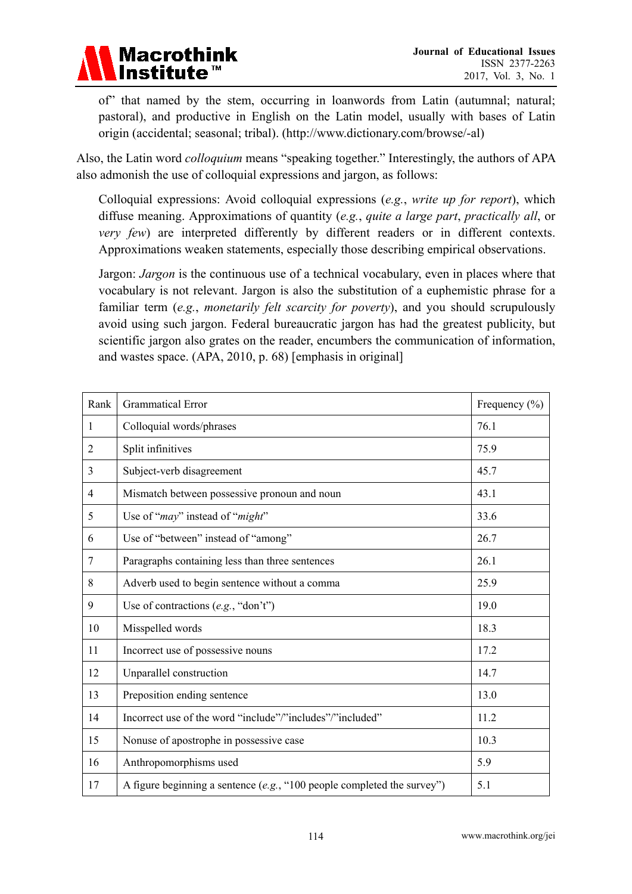of" that named by the stem, occurring in loanwords from Latin (autumnal; natural; pastoral), and productive in English on the Latin model, usually with bases of Latin origin (accidental; seasonal; tribal). (http://www.dictionary.com/browse/-al)

Also, the Latin word *colloquium* means "speaking together." Interestingly, the authors of APA also admonish the use of colloquial expressions and jargon, as follows:

> Colloquial expressions: Avoid colloquial expressions (*e.g.*, *write up for report*), which diffuse meaning. Approximations of quantity (*e.g.*, *quite a large part*, *practically all*, or *very few*) are interpreted differently by different readers or in different contexts. Approximations weaken statements, especially those describing empirical observations.
>
> Jargon: *Jargon* is the continuous use of a technical vocabulary, even in places where that vocabulary is not relevant. Jargon is also the substitution of a euphemistic phrase for a familiar term (*e.g.*, *monetarily felt scarcity for poverty*), and you should scrupulously avoid using such jargon. Federal bureaucratic jargon has had the greatest publicity, but scientific jargon also grates on the reader, encumbers the communication of information, and wastes space. (APA, 2010, p. 68) [emphasis in original]

| Rank | Grammatical Error | Frequency (%) |
|---|---|---|
| 1 | Colloquial words/phrases | 76.1 |
| 2 | Split infinitives | 75.9 |
| 3 | Subject-verb disagreement | 45.7 |
| 4 | Mismatch between possessive pronoun and noun | 43.1 |
| 5 | Use of "*may*" instead of "*might*" | 33.6 |
| 6 | Use of "between" instead of "among" | 26.7 |
| 7 | Paragraphs containing less than three sentences | 26.1 |
| 8 | Adverb used to begin sentence without a comma | 25.9 |
| 9 | Use of contractions (*e.g.*, "don't") | 19.0 |
| 10 | Misspelled words | 18.3 |
| 11 | Incorrect use of possessive nouns | 17.2 |
| 12 | Unparallel construction | 14.7 |
| 13 | Preposition ending sentence | 13.0 |
| 14 | Incorrect use of the word "include"/"includes"/"included" | 11.2 |
| 15 | Nonuse of apostrophe in possessive case | 10.3 |
| 16 | Anthropomorphisms used | 5.9 |
| 17 | A figure beginning a sentence (*e.g.*, "100 people completed the survey") | 5.1 |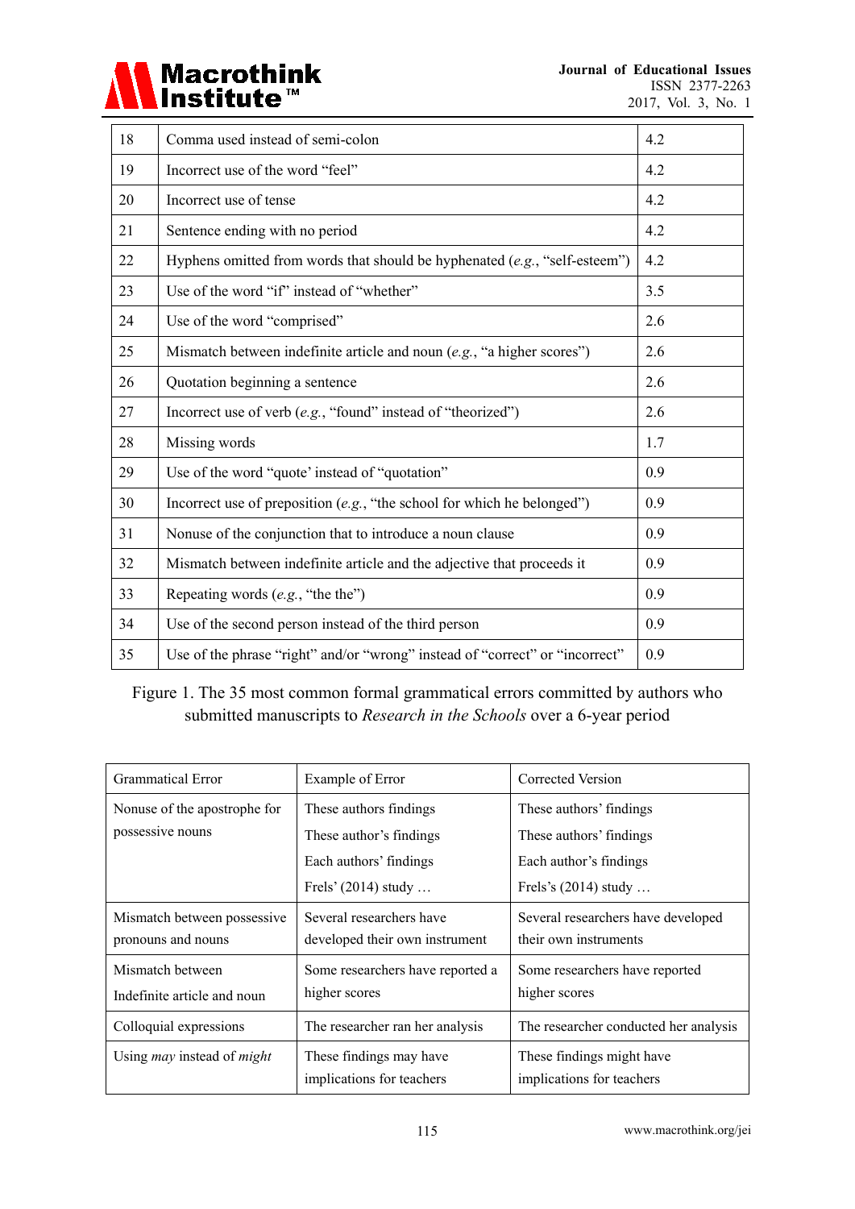| 18 | Comma used instead of semi-colon | 4.2 |
|---|---|---|
| 19 | Incorrect use of the word “feel” | 4.2 |
| 20 | Incorrect use of tense | 4.2 |
| 21 | Sentence ending with no period | 4.2 |
| 22 | Hyphens omitted from words that should be hyphenated (*e.g.*, “self-esteem”) | 4.2 |
| 23 | Use of the word “if” instead of “whether” | 3.5 |
| 24 | Use of the word “comprised” | 2.6 |
| 25 | Mismatch between indefinite article and noun (*e.g.*, “a higher scores”) | 2.6 |
| 26 | Quotation beginning a sentence | 2.6 |
| 27 | Incorrect use of verb (*e.g.*, “found” instead of “theorized”) | 2.6 |
| 28 | Missing words | 1.7 |
| 29 | Use of the word “quote’ instead of “quotation” | 0.9 |
| 30 | Incorrect use of preposition (*e.g.*, “the school for which he belonged”) | 0.9 |
| 31 | Nonuse of the conjunction that to introduce a noun clause | 0.9 |
| 32 | Mismatch between indefinite article and the adjective that proceeds it | 0.9 |
| 33 | Repeating words (*e.g.*, “the the”) | 0.9 |
| 34 | Use of the second person instead of the third person | 0.9 |
| 35 | Use of the phrase “right” and/or “wrong” instead of “correct” or “incorrect” | 0.9 |

Figure 1. The 35 most common formal grammatical errors committed by authors who submitted manuscripts to *Research in the Schools* over a 6-year period

| Grammatical Error | Example of Error | Corrected Version |
|---|---|---|
| Nonuse of the apostrophe for possessive nouns | These authors findings<br>These author’s findings<br>Each authors’ findings<br>Frels’ (2014) study … | These authors’ findings<br>These authors’ findings<br>Each author’s findings<br>Frels’s (2014) study … |
| Mismatch between possessive pronouns and nouns | Several researchers have developed their own instrument | Several researchers have developed their own instruments |
| Mismatch between Indefinite article and noun | Some researchers have reported a higher scores | Some researchers have reported higher scores |
| Colloquial expressions | The researcher ran her analysis | The researcher conducted her analysis |
| Using *may* instead of *might* | These findings may have implications for teachers | These findings might have implications for teachers |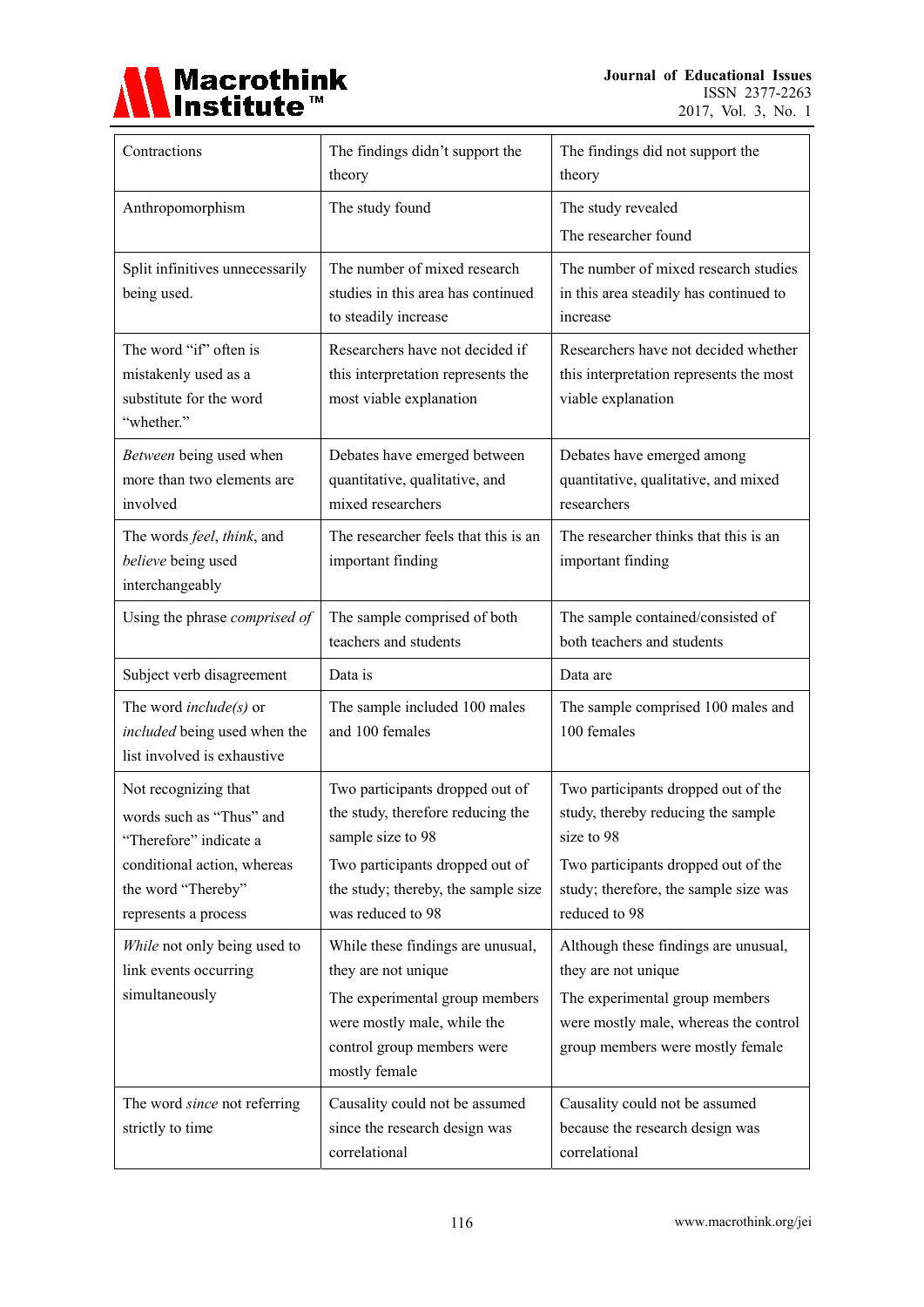| Contractions | The findings didn't support the theory | The findings did not support the theory |
|---|---|---|
| Anthropomorphism | The study found | The study revealed<br>The researcher found |
| Split infinitives unnecessarily being used. | The number of mixed research studies in this area has continued to steadily increase | The number of mixed research studies in this area steadily has continued to increase |
| The word "if" often is mistakenly used as a substitute for the word "whether." | Researchers have not decided if this interpretation represents the most viable explanation | Researchers have not decided whether this interpretation represents the most viable explanation |
| *Between* being used when more than two elements are involved | Debates have emerged between quantitative, qualitative, and mixed researchers | Debates have emerged among quantitative, qualitative, and mixed researchers |
| The words *feel*, *think*, and *believe* being used interchangeably | The researcher feels that this is an important finding | The researcher thinks that this is an important finding |
| Using the phrase *comprised of* | The sample comprised of both teachers and students | The sample contained/consisted of both teachers and students |
| Subject verb disagreement | Data is | Data are |
| The word *include(s)* or *included* being used when the list involved is exhaustive | The sample included 100 males and 100 females | The sample comprised 100 males and 100 females |
| Not recognizing that words such as "Thus" and "Therefore" indicate a conditional action, whereas the word "Thereby" represents a process | Two participants dropped out of the study, therefore reducing the sample size to 98<br>Two participants dropped out of the study; thereby, the sample size was reduced to 98 | Two participants dropped out of the study, thereby reducing the sample size to 98<br>Two participants dropped out of the study; therefore, the sample size was reduced to 98 |
| *While* not only being used to link events occurring simultaneously | While these findings are unusual, they are not unique<br>The experimental group members were mostly male, while the control group members were mostly female | Although these findings are unusual, they are not unique<br>The experimental group members were mostly male, whereas the control group members were mostly female |
| The word *since* not referring strictly to time | Causality could not be assumed since the research design was correlational | Causality could not be assumed because the research design was correlational |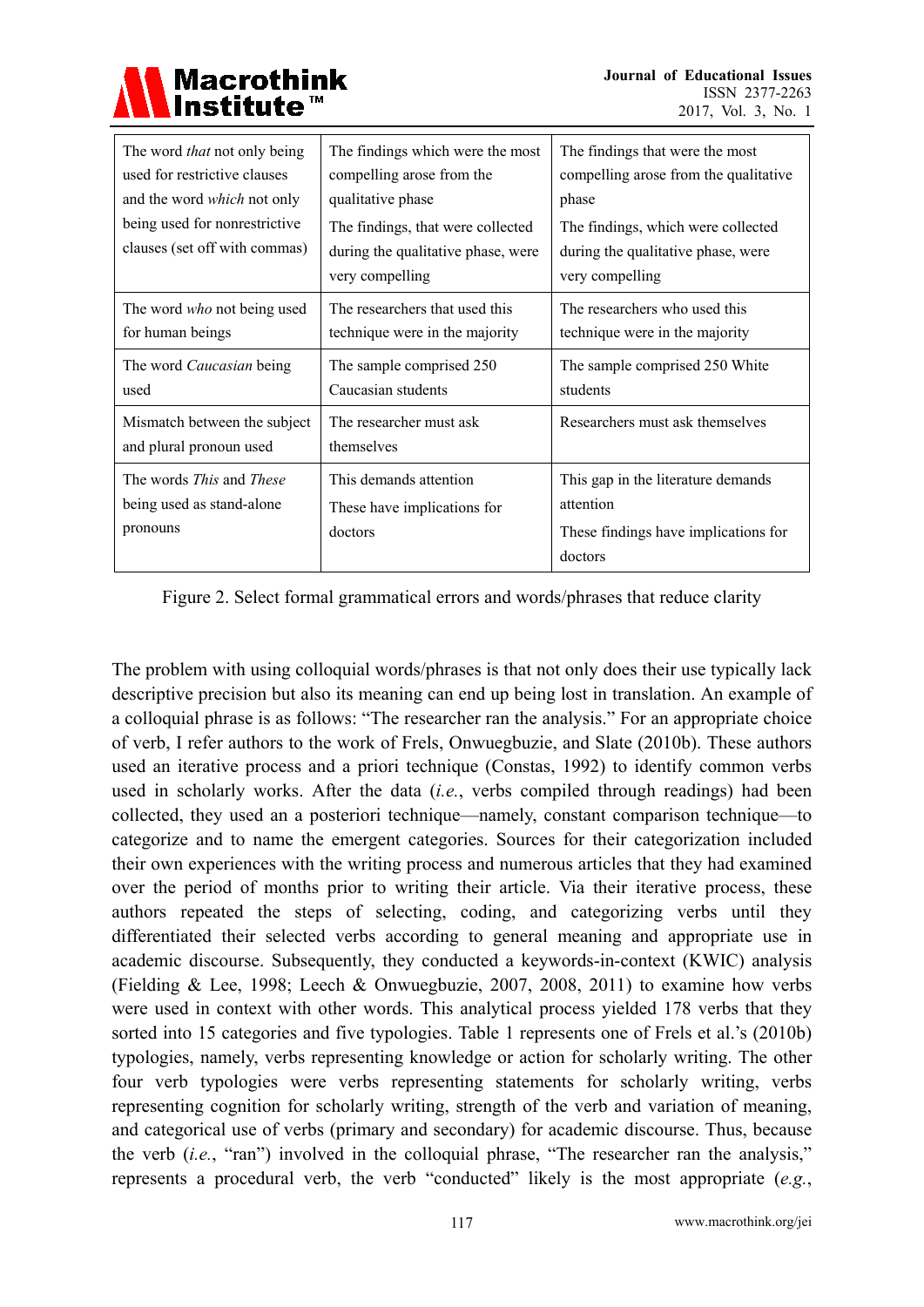| | | |
|---|---|---|
| The word *that* not only being used for restrictive clauses and the word *which* not only being used for nonrestrictive clauses (set off with commas) | The findings which were the most compelling arose from the qualitative phase<br>The findings, that were collected during the qualitative phase, were very compelling | The findings that were the most compelling arose from the qualitative phase<br>The findings, which were collected during the qualitative phase, were very compelling |
| The word *who* not being used for human beings | The researchers that used this technique were in the majority | The researchers who used this technique were in the majority |
| The word *Caucasian* being used | The sample comprised 250 Caucasian students | The sample comprised 250 White students |
| Mismatch between the subject and plural pronoun used | The researcher must ask themselves | Researchers must ask themselves |
| The words *This* and *These* being used as stand-alone pronouns | This demands attention<br>These have implications for doctors | This gap in the literature demands attention<br>These findings have implications for doctors |

Figure 2. Select formal grammatical errors and words/phrases that reduce clarity

The problem with using colloquial words/phrases is that not only does their use typically lack descriptive precision but also its meaning can end up being lost in translation. An example of a colloquial phrase is as follows: "The researcher ran the analysis." For an appropriate choice of verb, I refer authors to the work of Frels, Onwuegbuzie, and Slate (2010b). These authors used an iterative process and a priori technique (Constas, 1992) to identify common verbs used in scholarly works. After the data (*i.e.*, verbs compiled through readings) had been collected, they used an a posteriori technique—namely, constant comparison technique—to categorize and to name the emergent categories. Sources for their categorization included their own experiences with the writing process and numerous articles that they had examined over the period of months prior to writing their article. Via their iterative process, these authors repeated the steps of selecting, coding, and categorizing verbs until they differentiated their selected verbs according to general meaning and appropriate use in academic discourse. Subsequently, they conducted a keywords-in-context (KWIC) analysis (Fielding & Lee, 1998; Leech & Onwuegbuzie, 2007, 2008, 2011) to examine how verbs were used in context with other words. This analytical process yielded 178 verbs that they sorted into 15 categories and five typologies. Table 1 represents one of Frels et al.'s (2010b) typologies, namely, verbs representing knowledge or action for scholarly writing. The other four verb typologies were verbs representing statements for scholarly writing, verbs representing cognition for scholarly writing, strength of the verb and variation of meaning, and categorical use of verbs (primary and secondary) for academic discourse. Thus, because the verb (*i.e.*, "ran") involved in the colloquial phrase, "The researcher ran the analysis," represents a procedural verb, the verb "conducted" likely is the most appropriate (*e.g.*,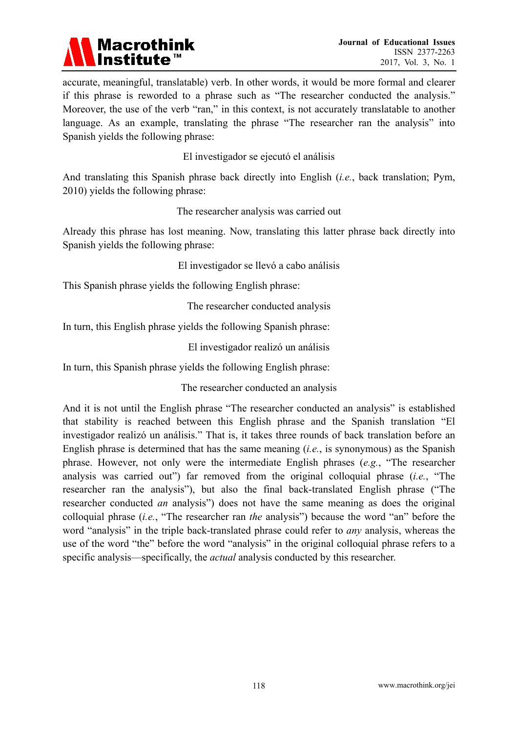accurate, meaningful, translatable) verb. In other words, it would be more formal and clearer if this phrase is reworded to a phrase such as "The researcher conducted the analysis." Moreover, the use of the verb "ran," in this context, is not accurately translatable to another language. As an example, translating the phrase "The researcher ran the analysis" into Spanish yields the following phrase:

El investigador se ejecutó el análisis

And translating this Spanish phrase back directly into English (*i.e.*, back translation; Pym, 2010) yields the following phrase:

The researcher analysis was carried out

Already this phrase has lost meaning. Now, translating this latter phrase back directly into Spanish yields the following phrase:

El investigador se llevó a cabo análisis

This Spanish phrase yields the following English phrase:

The researcher conducted analysis

In turn, this English phrase yields the following Spanish phrase:

El investigador realizó un análisis

In turn, this Spanish phrase yields the following English phrase:

The researcher conducted an analysis

And it is not until the English phrase "The researcher conducted an analysis" is established that stability is reached between this English phrase and the Spanish translation "El investigador realizó un análisis." That is, it takes three rounds of back translation before an English phrase is determined that has the same meaning (*i.e.*, is synonymous) as the Spanish phrase. However, not only were the intermediate English phrases (*e.g.*, "The researcher analysis was carried out") far removed from the original colloquial phrase (*i.e.*, "The researcher ran the analysis"), but also the final back-translated English phrase ("The researcher conducted *an* analysis") does not have the same meaning as does the original colloquial phrase (*i.e.*, "The researcher ran *the* analysis") because the word "an" before the word "analysis" in the triple back-translated phrase could refer to *any* analysis, whereas the use of the word "the" before the word "analysis" in the original colloquial phrase refers to a specific analysis—specifically, the *actual* analysis conducted by this researcher.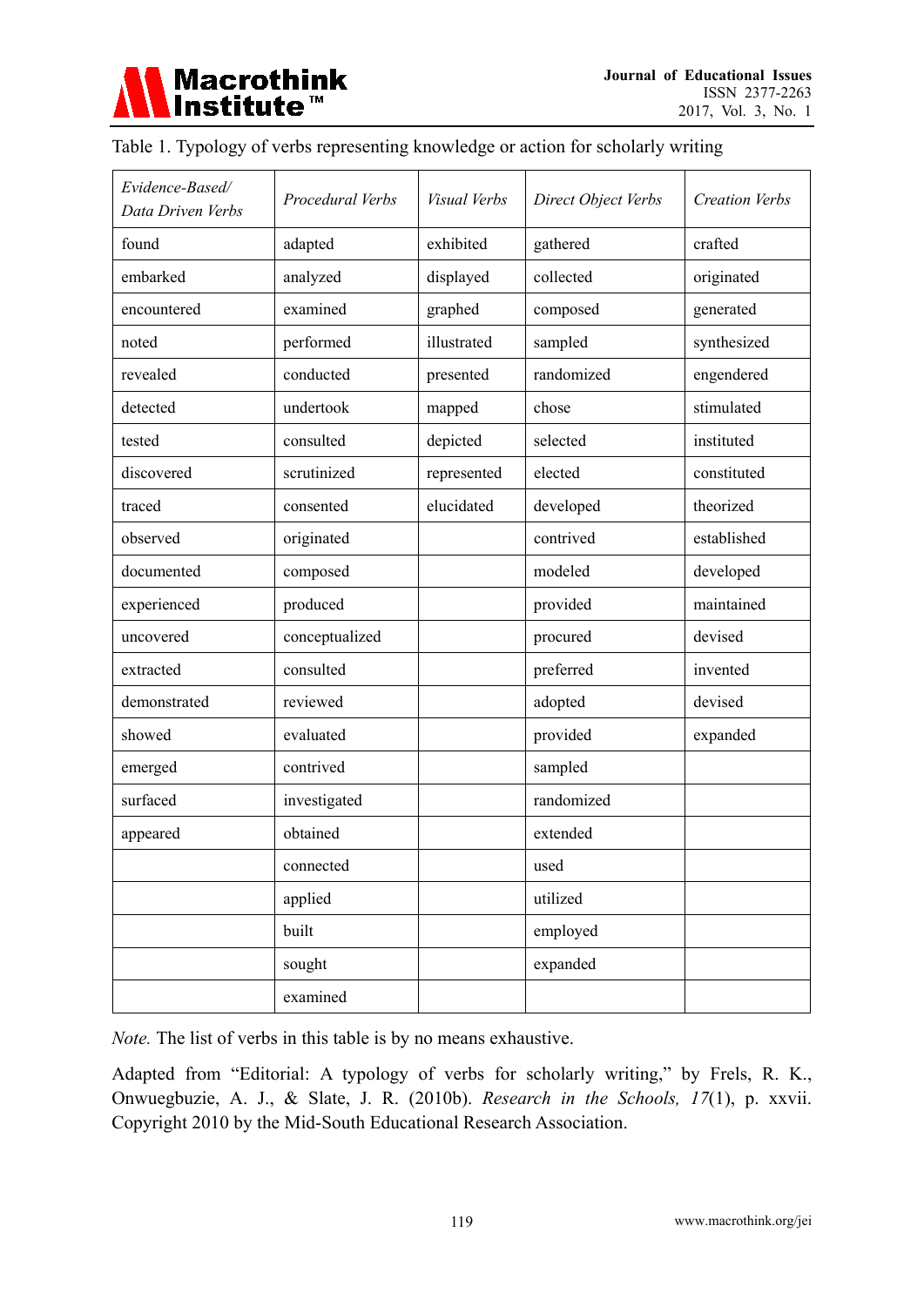Table 1. Typology of verbs representing knowledge or action for scholarly writing

| *Evidence-Based/ Data Driven Verbs* | *Procedural Verbs* | *Visual Verbs* | *Direct Object Verbs* | *Creation Verbs* |
|---|---|---|---|---|
| found | adapted | exhibited | gathered | crafted |
| embarked | analyzed | displayed | collected | originated |
| encountered | examined | graphed | composed | generated |
| noted | performed | illustrated | sampled | synthesized |
| revealed | conducted | presented | randomized | engendered |
| detected | undertook | mapped | chose | stimulated |
| tested | consulted | depicted | selected | instituted |
| discovered | scrutinized | represented | elected | constituted |
| traced | consented | elucidated | developed | theorized |
| observed | originated | | contrived | established |
| documented | composed | | modeled | developed |
| experienced | produced | | provided | maintained |
| uncovered | conceptualized | | procured | devised |
| extracted | consulted | | preferred | invented |
| demonstrated | reviewed | | adopted | devised |
| showed | evaluated | | provided | expanded |
| emerged | contrived | | sampled | |
| surfaced | investigated | | randomized | |
| appeared | obtained | | extended | |
| | connected | | used | |
| | applied | | utilized | |
| | built | | employed | |
| | sought | | expanded | |
| | examined | | | |

*Note.* The list of verbs in this table is by no means exhaustive.

Adapted from "Editorial: A typology of verbs for scholarly writing," by Frels, R. K., Onwuegbuzie, A. J., & Slate, J. R. (2010b). *Research in the Schools, 17*(1), p. xxvii. Copyright 2010 by the Mid-South Educational Research Association.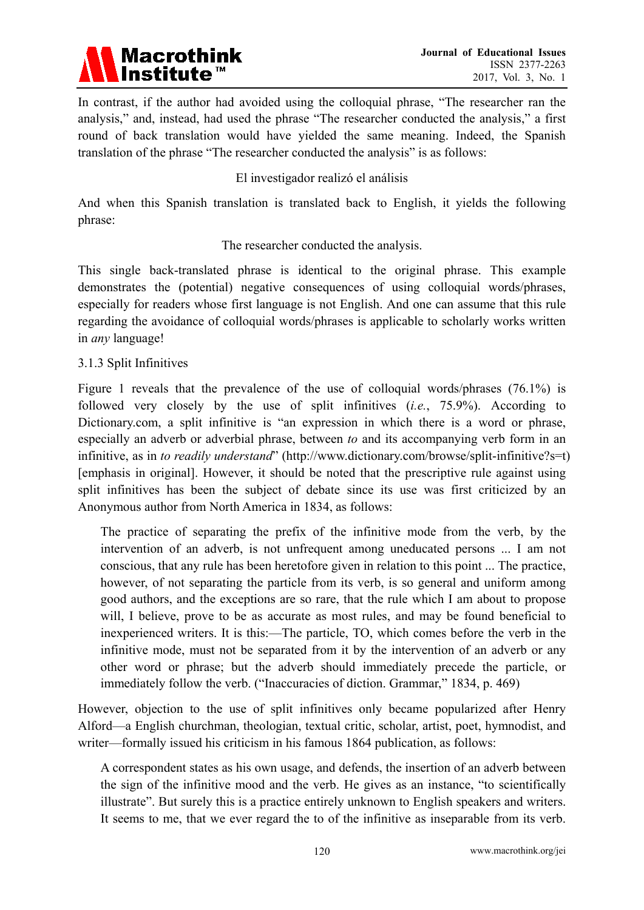In contrast, if the author had avoided using the colloquial phrase, "The researcher ran the analysis," and, instead, had used the phrase "The researcher conducted the analysis," a first round of back translation would have yielded the same meaning. Indeed, the Spanish translation of the phrase "The researcher conducted the analysis" is as follows:

El investigador realizó el análisis

And when this Spanish translation is translated back to English, it yields the following phrase:

The researcher conducted the analysis.

This single back-translated phrase is identical to the original phrase. This example demonstrates the (potential) negative consequences of using colloquial words/phrases, especially for readers whose first language is not English. And one can assume that this rule regarding the avoidance of colloquial words/phrases is applicable to scholarly works written in *any* language!

### 3.1.3 Split Infinitives

Figure 1 reveals that the prevalence of the use of colloquial words/phrases (76.1%) is followed very closely by the use of split infinitives (*i.e.*, 75.9%). According to Dictionary.com, a split infinitive is "an expression in which there is a word or phrase, especially an adverb or adverbial phrase, between *to* and its accompanying verb form in an infinitive, as in *to readily understand*" (http://www.dictionary.com/browse/split-infinitive?s=t) [emphasis in original]. However, it should be noted that the prescriptive rule against using split infinitives has been the subject of debate since its use was first criticized by an Anonymous author from North America in 1834, as follows:

> The practice of separating the prefix of the infinitive mode from the verb, by the intervention of an adverb, is not unfrequent among uneducated persons ... I am not conscious, that any rule has been heretofore given in relation to this point ... The practice, however, of not separating the particle from its verb, is so general and uniform among good authors, and the exceptions are so rare, that the rule which I am about to propose will, I believe, prove to be as accurate as most rules, and may be found beneficial to inexperienced writers. It is this:—The particle, TO, which comes before the verb in the infinitive mode, must not be separated from it by the intervention of an adverb or any other word or phrase; but the adverb should immediately precede the particle, or immediately follow the verb. ("Inaccuracies of diction. Grammar," 1834, p. 469)

However, objection to the use of split infinitives only became popularized after Henry Alford—a English churchman, theologian, textual critic, scholar, artist, poet, hymnodist, and writer—formally issued his criticism in his famous 1864 publication, as follows:

> A correspondent states as his own usage, and defends, the insertion of an adverb between the sign of the infinitive mood and the verb. He gives as an instance, "to scientifically illustrate". But surely this is a practice entirely unknown to English speakers and writers. It seems to me, that we ever regard the to of the infinitive as inseparable from its verb.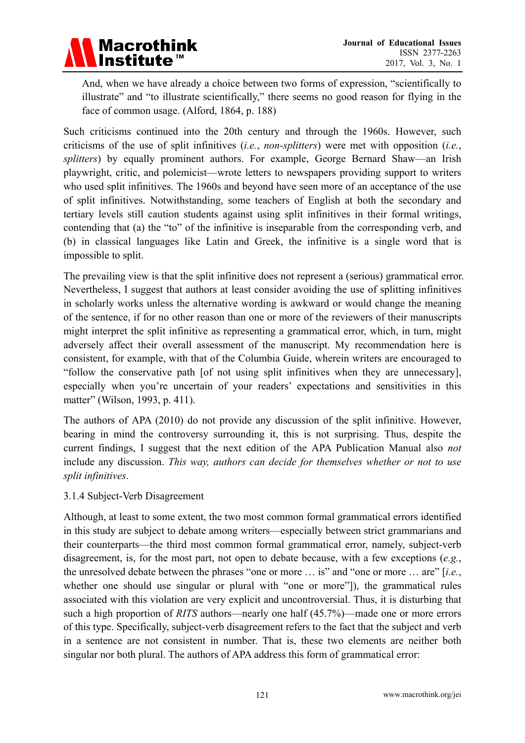> And, when we have already a choice between two forms of expression, "scientifically to illustrate" and "to illustrate scientifically," there seems no good reason for flying in the face of common usage. (Alford, 1864, p. 188)

Such criticisms continued into the 20th century and through the 1960s. However, such criticisms of the use of split infinitives (*i.e.*, *non-splitters*) were met with opposition (*i.e.*, *splitters*) by equally prominent authors. For example, George Bernard Shaw—an Irish playwright, critic, and polemicist—wrote letters to newspapers providing support to writers who used split infinitives. The 1960s and beyond have seen more of an acceptance of the use of split infinitives. Notwithstanding, some teachers of English at both the secondary and tertiary levels still caution students against using split infinitives in their formal writings, contending that (a) the "to" of the infinitive is inseparable from the corresponding verb, and (b) in classical languages like Latin and Greek, the infinitive is a single word that is impossible to split.

The prevailing view is that the split infinitive does not represent a (serious) grammatical error. Nevertheless, I suggest that authors at least consider avoiding the use of splitting infinitives in scholarly works unless the alternative wording is awkward or would change the meaning of the sentence, if for no other reason than one or more of the reviewers of their manuscripts might interpret the split infinitive as representing a grammatical error, which, in turn, might adversely affect their overall assessment of the manuscript. My recommendation here is consistent, for example, with that of the Columbia Guide, wherein writers are encouraged to "follow the conservative path [of not using split infinitives when they are unnecessary], especially when you're uncertain of your readers' expectations and sensitivities in this matter" (Wilson, 1993, p. 411).

The authors of APA (2010) do not provide any discussion of the split infinitive. However, bearing in mind the controversy surrounding it, this is not surprising. Thus, despite the current findings, I suggest that the next edition of the APA Publication Manual also *not* include any discussion. *This way, authors can decide for themselves whether or not to use split infinitives*.

#### 3.1.4 Subject-Verb Disagreement

Although, at least to some extent, the two most common formal grammatical errors identified in this study are subject to debate among writers—especially between strict grammarians and their counterparts—the third most common formal grammatical error, namely, subject-verb disagreement, is, for the most part, not open to debate because, with a few exceptions (*e.g.*, the unresolved debate between the phrases "one or more … is" and "one or more … are" [*i.e.*, whether one should use singular or plural with "one or more"]), the grammatical rules associated with this violation are very explicit and uncontroversial. Thus, it is disturbing that such a high proportion of *RITS* authors—nearly one half (45.7%)—made one or more errors of this type. Specifically, subject-verb disagreement refers to the fact that the subject and verb in a sentence are not consistent in number. That is, these two elements are neither both singular nor both plural. The authors of APA address this form of grammatical error: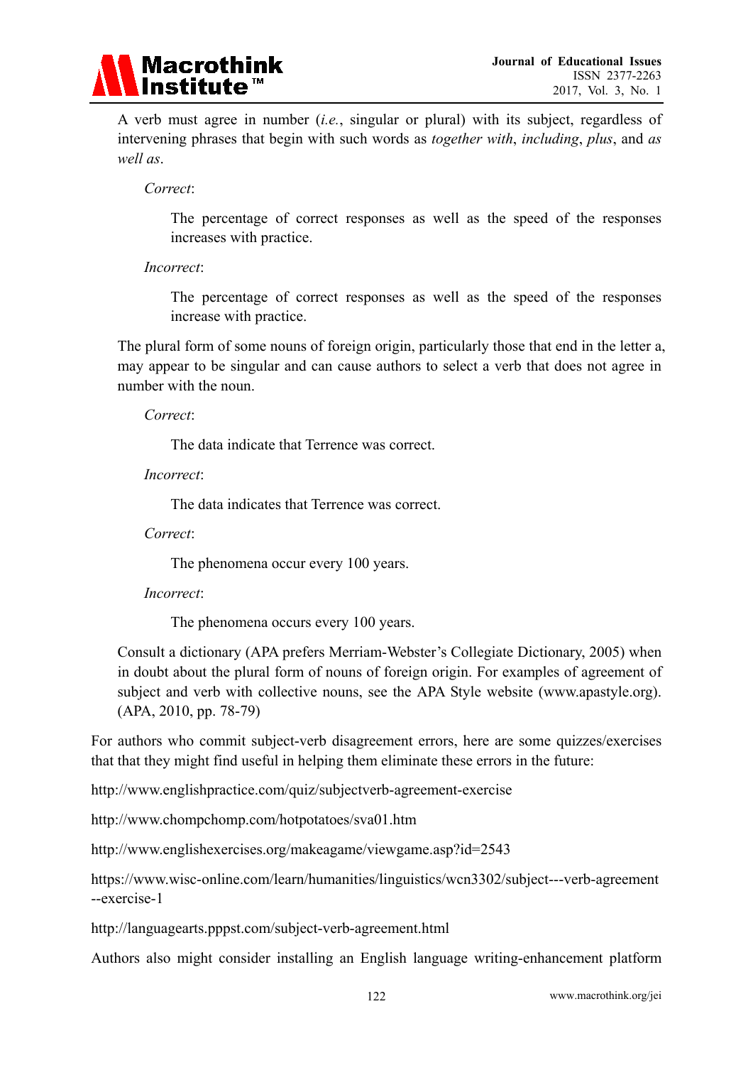> A verb must agree in number (*i.e.*, singular or plural) with its subject, regardless of intervening phrases that begin with such words as *together with*, *including*, *plus*, and *as well as*.
>
> *Correct*:
>
> The percentage of correct responses as well as the speed of the responses increases with practice.
>
> *Incorrect*:
>
> The percentage of correct responses as well as the speed of the responses increase with practice.
>
> The plural form of some nouns of foreign origin, particularly those that end in the letter a, may appear to be singular and can cause authors to select a verb that does not agree in number with the noun.
>
> *Correct*:
>
> The data indicate that Terrence was correct.
>
> *Incorrect*:
>
> The data indicates that Terrence was correct.
>
> *Correct*:
>
> The phenomena occur every 100 years.
>
> *Incorrect*:
>
> The phenomena occurs every 100 years.
>
> Consult a dictionary (APA prefers Merriam-Webster's Collegiate Dictionary, 2005) when in doubt about the plural form of nouns of foreign origin. For examples of agreement of subject and verb with collective nouns, see the APA Style website (www.apastyle.org). (APA, 2010, pp. 78-79)

For authors who commit subject-verb disagreement errors, here are some quizzes/exercises that that they might find useful in helping them eliminate these errors in the future:

http://www.englishpractice.com/quiz/subjectverb-agreement-exercise

http://www.chompchomp.com/hotpotatoes/sva01.htm

http://www.englishexercises.org/makeagame/viewgame.asp?id=2543

https://www.wisc-online.com/learn/humanities/linguistics/wcn3302/subject---verb-agreement--exercise-1

http://languagearts.pppst.com/subject-verb-agreement.html

Authors also might consider installing an English language writing-enhancement platform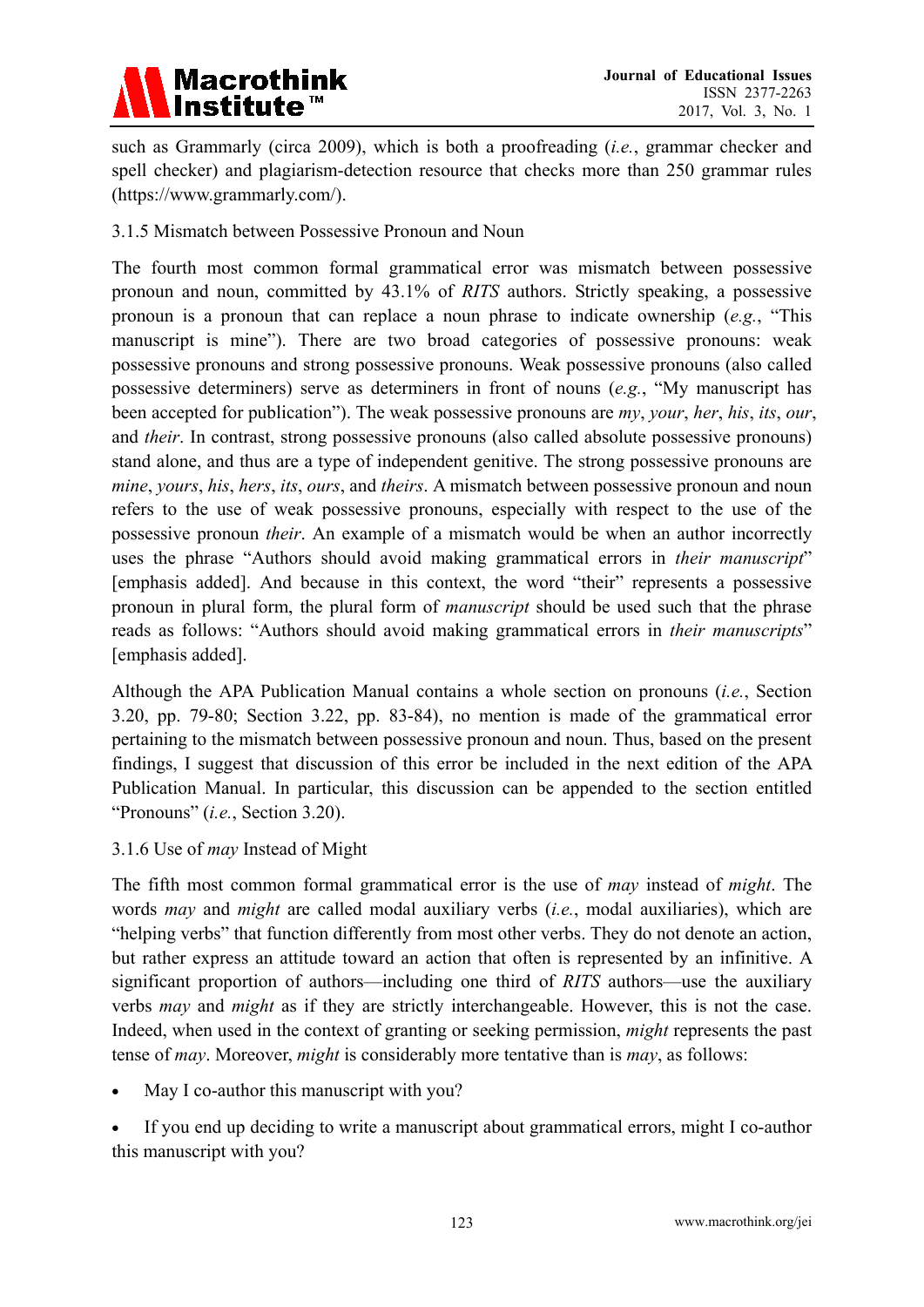such as Grammarly (circa 2009), which is both a proofreading (*i.e.*, grammar checker and spell checker) and plagiarism-detection resource that checks more than 250 grammar rules (https://www.grammarly.com/).

### 3.1.5 Mismatch between Possessive Pronoun and Noun

The fourth most common formal grammatical error was mismatch between possessive pronoun and noun, committed by 43.1% of *RITS* authors. Strictly speaking, a possessive pronoun is a pronoun that can replace a noun phrase to indicate ownership (*e.g.*, "This manuscript is mine"). There are two broad categories of possessive pronouns: weak possessive pronouns and strong possessive pronouns. Weak possessive pronouns (also called possessive determiners) serve as determiners in front of nouns (*e.g.*, "My manuscript has been accepted for publication"). The weak possessive pronouns are *my*, *your*, *her*, *his*, *its*, *our*, and *their*. In contrast, strong possessive pronouns (also called absolute possessive pronouns) stand alone, and thus are a type of independent genitive. The strong possessive pronouns are *mine*, *yours*, *his*, *hers*, *its*, *ours*, and *theirs*. A mismatch between possessive pronoun and noun refers to the use of weak possessive pronouns, especially with respect to the use of the possessive pronoun *their*. An example of a mismatch would be when an author incorrectly uses the phrase "Authors should avoid making grammatical errors in *their manuscript*" [emphasis added]. And because in this context, the word "their" represents a possessive pronoun in plural form, the plural form of *manuscript* should be used such that the phrase reads as follows: "Authors should avoid making grammatical errors in *their manuscripts*" [emphasis added].

Although the APA Publication Manual contains a whole section on pronouns (*i.e.*, Section 3.20, pp. 79-80; Section 3.22, pp. 83-84), no mention is made of the grammatical error pertaining to the mismatch between possessive pronoun and noun. Thus, based on the present findings, I suggest that discussion of this error be included in the next edition of the APA Publication Manual. In particular, this discussion can be appended to the section entitled "Pronouns" (*i.e.*, Section 3.20).

### 3.1.6 Use of *may* Instead of Might

The fifth most common formal grammatical error is the use of *may* instead of *might*. The words *may* and *might* are called modal auxiliary verbs (*i.e.*, modal auxiliaries), which are "helping verbs" that function differently from most other verbs. They do not denote an action, but rather express an attitude toward an action that often is represented by an infinitive. A significant proportion of authors—including one third of *RITS* authors—use the auxiliary verbs *may* and *might* as if they are strictly interchangeable. However, this is not the case. Indeed, when used in the context of granting or seeking permission, *might* represents the past tense of *may*. Moreover, *might* is considerably more tentative than is *may*, as follows:

- May I co-author this manuscript with you?
- If you end up deciding to write a manuscript about grammatical errors, might I co-author this manuscript with you?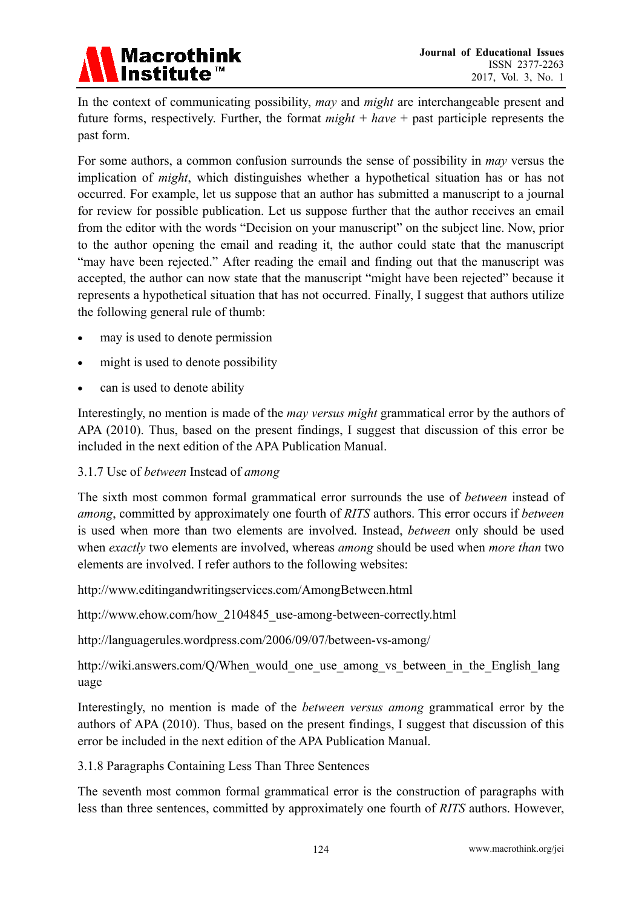In the context of communicating possibility, *may* and *might* are interchangeable present and future forms, respectively. Further, the format *might* + *have* + past participle represents the past form.

For some authors, a common confusion surrounds the sense of possibility in *may* versus the implication of *might*, which distinguishes whether a hypothetical situation has or has not occurred. For example, let us suppose that an author has submitted a manuscript to a journal for review for possible publication. Let us suppose further that the author receives an email from the editor with the words "Decision on your manuscript" on the subject line. Now, prior to the author opening the email and reading it, the author could state that the manuscript "may have been rejected." After reading the email and finding out that the manuscript was accepted, the author can now state that the manuscript "might have been rejected" because it represents a hypothetical situation that has not occurred. Finally, I suggest that authors utilize the following general rule of thumb:

- may is used to denote permission
- might is used to denote possibility
- can is used to denote ability

Interestingly, no mention is made of the *may versus might* grammatical error by the authors of APA (2010). Thus, based on the present findings, I suggest that discussion of this error be included in the next edition of the APA Publication Manual.

### 3.1.7 Use of *between* Instead of *among*

The sixth most common formal grammatical error surrounds the use of *between* instead of *among*, committed by approximately one fourth of *RITS* authors. This error occurs if *between* is used when more than two elements are involved. Instead, *between* only should be used when *exactly* two elements are involved, whereas *among* should be used when *more than* two elements are involved. I refer authors to the following websites:

http://www.editingandwritingservices.com/AmongBetween.html

http://www.ehow.com/how_2104845_use-among-between-correctly.html

http://languagerules.wordpress.com/2006/09/07/between-vs-among/

http://wiki.answers.com/Q/When_would_one_use_among_vs_between_in_the_English_language

Interestingly, no mention is made of the *between versus among* grammatical error by the authors of APA (2010). Thus, based on the present findings, I suggest that discussion of this error be included in the next edition of the APA Publication Manual.

### 3.1.8 Paragraphs Containing Less Than Three Sentences

The seventh most common formal grammatical error is the construction of paragraphs with less than three sentences, committed by approximately one fourth of *RITS* authors. However,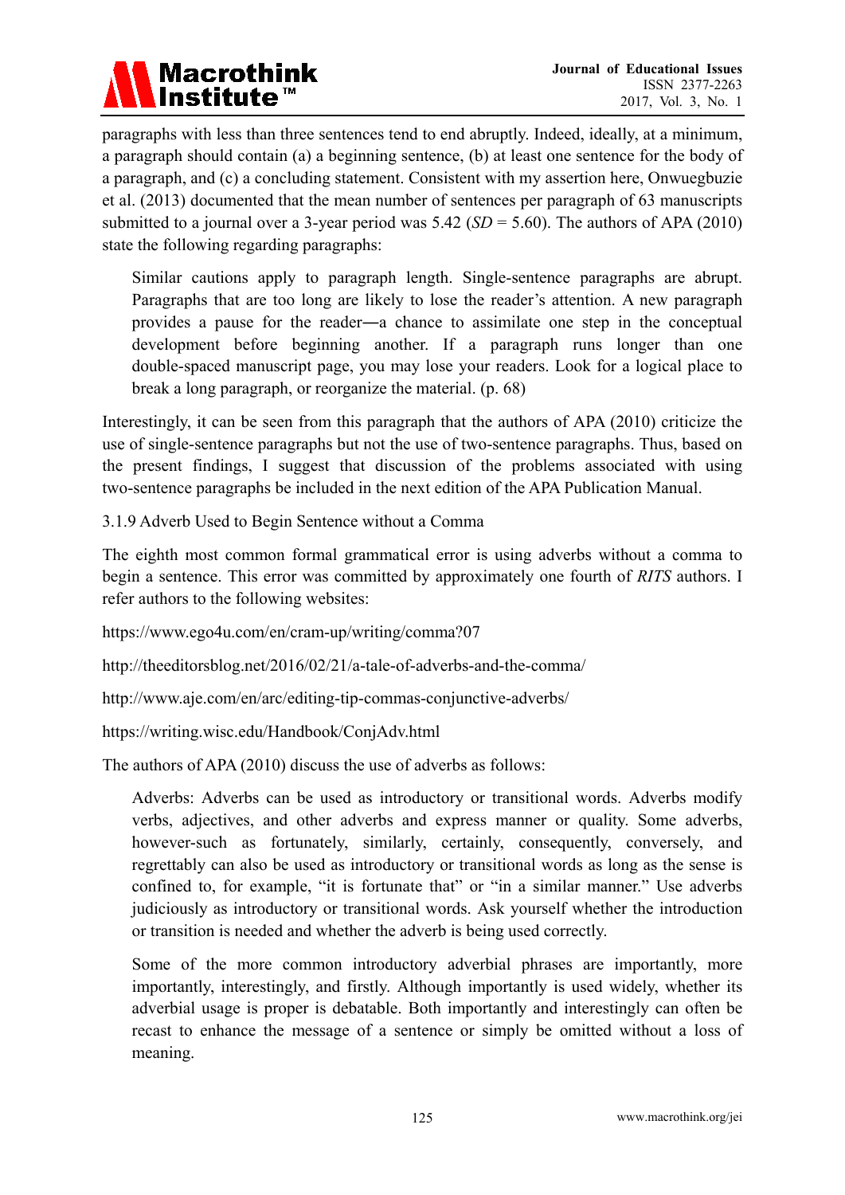paragraphs with less than three sentences tend to end abruptly. Indeed, ideally, at a minimum, a paragraph should contain (a) a beginning sentence, (b) at least one sentence for the body of a paragraph, and (c) a concluding statement. Consistent with my assertion here, Onwuegbuzie et al. (2013) documented that the mean number of sentences per paragraph of 63 manuscripts submitted to a journal over a 3-year period was 5.42 (*SD* = 5.60). The authors of APA (2010) state the following regarding paragraphs:

> Similar cautions apply to paragraph length. Single-sentence paragraphs are abrupt. Paragraphs that are too long are likely to lose the reader's attention. A new paragraph provides a pause for the reader—a chance to assimilate one step in the conceptual development before beginning another. If a paragraph runs longer than one double-spaced manuscript page, you may lose your readers. Look for a logical place to break a long paragraph, or reorganize the material. (p. 68)

Interestingly, it can be seen from this paragraph that the authors of APA (2010) criticize the use of single-sentence paragraphs but not the use of two-sentence paragraphs. Thus, based on the present findings, I suggest that discussion of the problems associated with using two-sentence paragraphs be included in the next edition of the APA Publication Manual.

#### 3.1.9 Adverb Used to Begin Sentence without a Comma

The eighth most common formal grammatical error is using adverbs without a comma to begin a sentence. This error was committed by approximately one fourth of *RITS* authors. I refer authors to the following websites:

https://www.ego4u.com/en/cram-up/writing/comma?07

http://theeditorsblog.net/2016/02/21/a-tale-of-adverbs-and-the-comma/

http://www.aje.com/en/arc/editing-tip-commas-conjunctive-adverbs/

https://writing.wisc.edu/Handbook/ConjAdv.html

The authors of APA (2010) discuss the use of adverbs as follows:

> Adverbs: Adverbs can be used as introductory or transitional words. Adverbs modify verbs, adjectives, and other adverbs and express manner or quality. Some adverbs, however-such as fortunately, similarly, certainly, consequently, conversely, and regrettably can also be used as introductory or transitional words as long as the sense is confined to, for example, "it is fortunate that" or "in a similar manner." Use adverbs judiciously as introductory or transitional words. Ask yourself whether the introduction or transition is needed and whether the adverb is being used correctly.
>
> Some of the more common introductory adverbial phrases are importantly, more importantly, interestingly, and firstly. Although importantly is used widely, whether its adverbial usage is proper is debatable. Both importantly and interestingly can often be recast to enhance the message of a sentence or simply be omitted without a loss of meaning.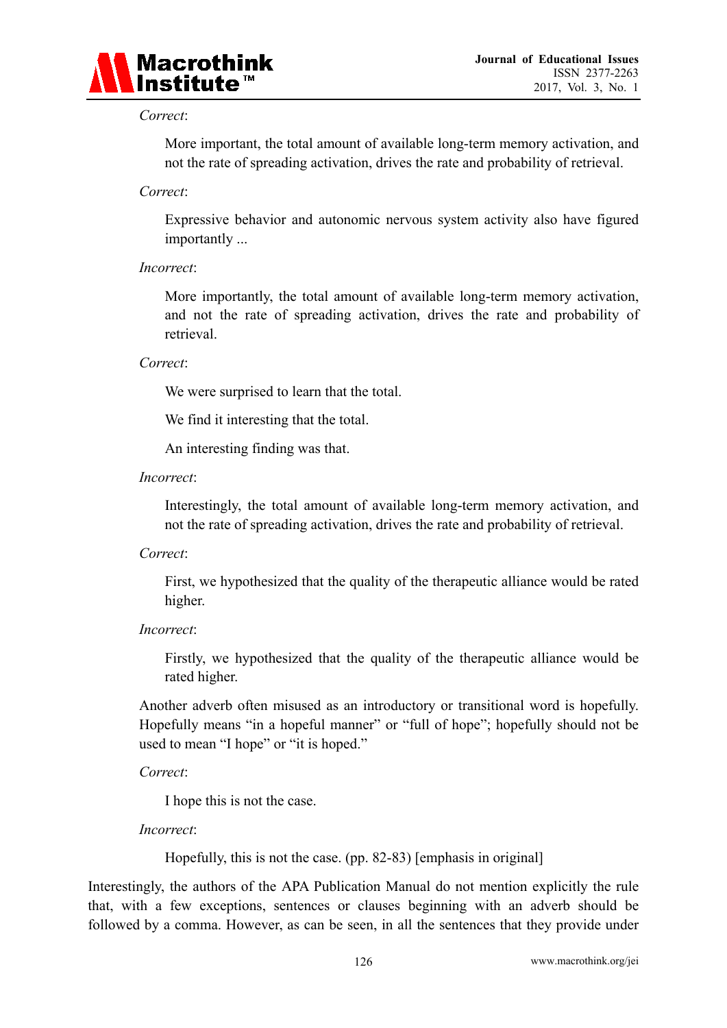*Correct*:

> More important, the total amount of available long-term memory activation, and not the rate of spreading activation, drives the rate and probability of retrieval.

*Correct*:

> Expressive behavior and autonomic nervous system activity also have figured importantly ...

*Incorrect*:

> More importantly, the total amount of available long-term memory activation, and not the rate of spreading activation, drives the rate and probability of retrieval.

*Correct*:

> We were surprised to learn that the total.
>
> We find it interesting that the total.
>
> An interesting finding was that.

*Incorrect*:

> Interestingly, the total amount of available long-term memory activation, and not the rate of spreading activation, drives the rate and probability of retrieval.

*Correct*:

> First, we hypothesized that the quality of the therapeutic alliance would be rated higher.

*Incorrect*:

> Firstly, we hypothesized that the quality of the therapeutic alliance would be rated higher.

Another adverb often misused as an introductory or transitional word is hopefully. Hopefully means "in a hopeful manner" or "full of hope"; hopefully should not be used to mean "I hope" or "it is hoped."

*Correct*:

> I hope this is not the case.

*Incorrect*:

> Hopefully, this is not the case. (pp. 82-83) [emphasis in original]

Interestingly, the authors of the APA Publication Manual do not mention explicitly the rule that, with a few exceptions, sentences or clauses beginning with an adverb should be followed by a comma. However, as can be seen, in all the sentences that they provide under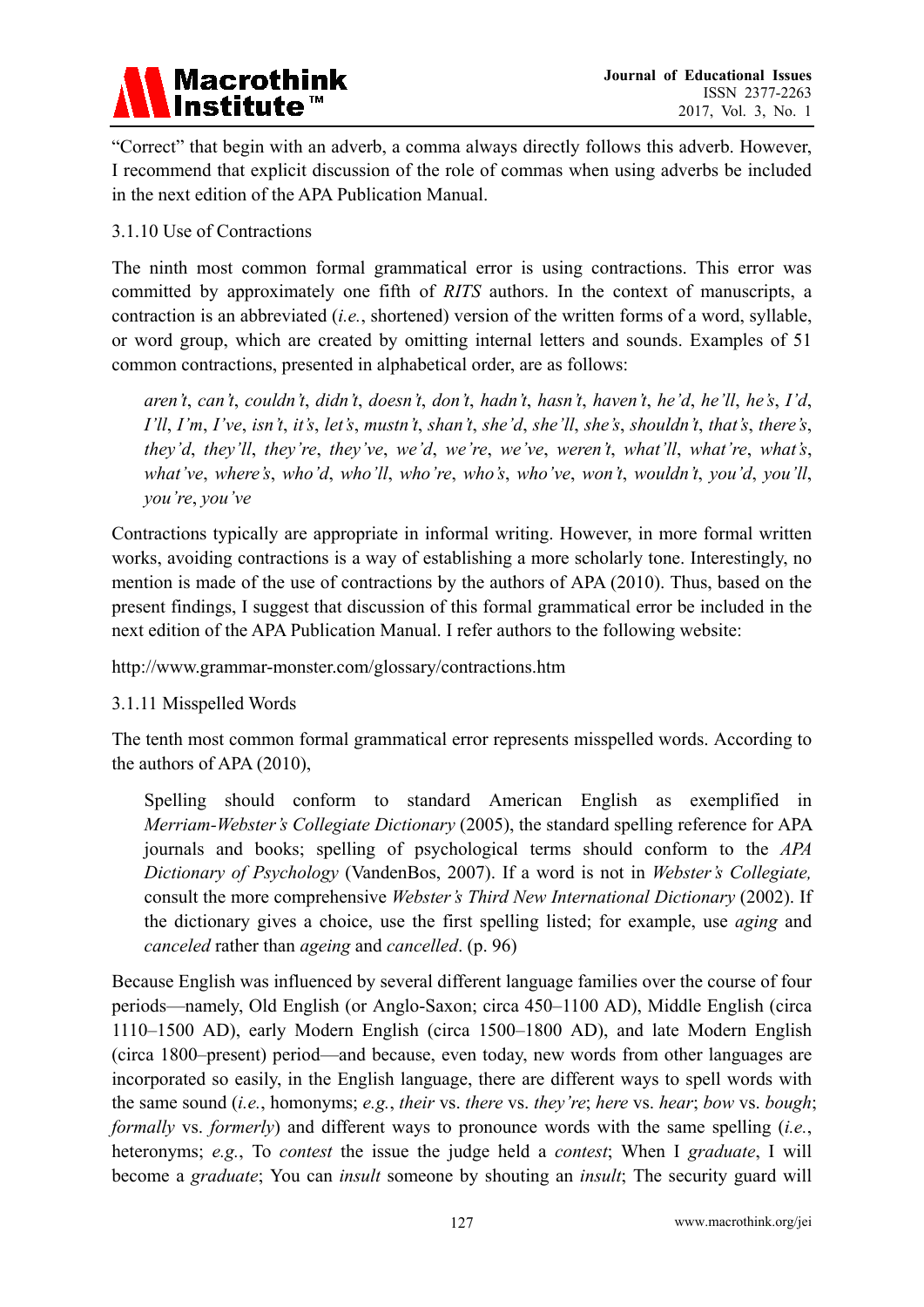"Correct" that begin with an adverb, a comma always directly follows this adverb. However, I recommend that explicit discussion of the role of commas when using adverbs be included in the next edition of the APA Publication Manual.

### 3.1.10 Use of Contractions

The ninth most common formal grammatical error is using contractions. This error was committed by approximately one fifth of *RITS* authors. In the context of manuscripts, a contraction is an abbreviated (*i.e.*, shortened) version of the written forms of a word, syllable, or word group, which are created by omitting internal letters and sounds. Examples of 51 common contractions, presented in alphabetical order, are as follows:

> *aren't*, *can't*, *couldn't*, *didn't*, *doesn't*, *don't*, *hadn't*, *hasn't*, *haven't*, *he'd*, *he'll*, *he's*, *I'd*, *I'll*, *I'm*, *I've*, *isn't*, *it's*, *let's*, *mustn't*, *shan't*, *she'd*, *she'll*, *she's*, *shouldn't*, *that's*, *there's*, *they'd*, *they'll*, *they're*, *they've*, *we'd*, *we're*, *we've*, *weren't*, *what'll*, *what're*, *what's*, *what've*, *where's*, *who'd*, *who'll*, *who're*, *who's*, *who've*, *won't*, *wouldn't*, *you'd*, *you'll*, *you're*, *you've*

Contractions typically are appropriate in informal writing. However, in more formal written works, avoiding contractions is a way of establishing a more scholarly tone. Interestingly, no mention is made of the use of contractions by the authors of APA (2010). Thus, based on the present findings, I suggest that discussion of this formal grammatical error be included in the next edition of the APA Publication Manual. I refer authors to the following website:

http://www.grammar-monster.com/glossary/contractions.htm

### 3.1.11 Misspelled Words

The tenth most common formal grammatical error represents misspelled words. According to the authors of APA (2010),

> Spelling should conform to standard American English as exemplified in *Merriam-Webster's Collegiate Dictionary* (2005), the standard spelling reference for APA journals and books; spelling of psychological terms should conform to the *APA Dictionary of Psychology* (VandenBos, 2007). If a word is not in *Webster's Collegiate,* consult the more comprehensive *Webster's Third New International Dictionary* (2002). If the dictionary gives a choice, use the first spelling listed; for example, use *aging* and *canceled* rather than *ageing* and *cancelled*. (p. 96)

Because English was influenced by several different language families over the course of four periods—namely, Old English (or Anglo-Saxon; circa 450–1100 AD), Middle English (circa 1110–1500 AD), early Modern English (circa 1500–1800 AD), and late Modern English (circa 1800–present) period—and because, even today, new words from other languages are incorporated so easily, in the English language, there are different ways to spell words with the same sound (*i.e.*, homonyms; *e.g.*, *their* vs. *there* vs. *they're*; *here* vs. *hear*; *bow* vs. *bough*; *formally* vs. *formerly*) and different ways to pronounce words with the same spelling (*i.e.*, heteronyms; *e.g.*, To *contest* the issue the judge held a *contest*; When I *graduate*, I will become a *graduate*; You can *insult* someone by shouting an *insult*; The security guard will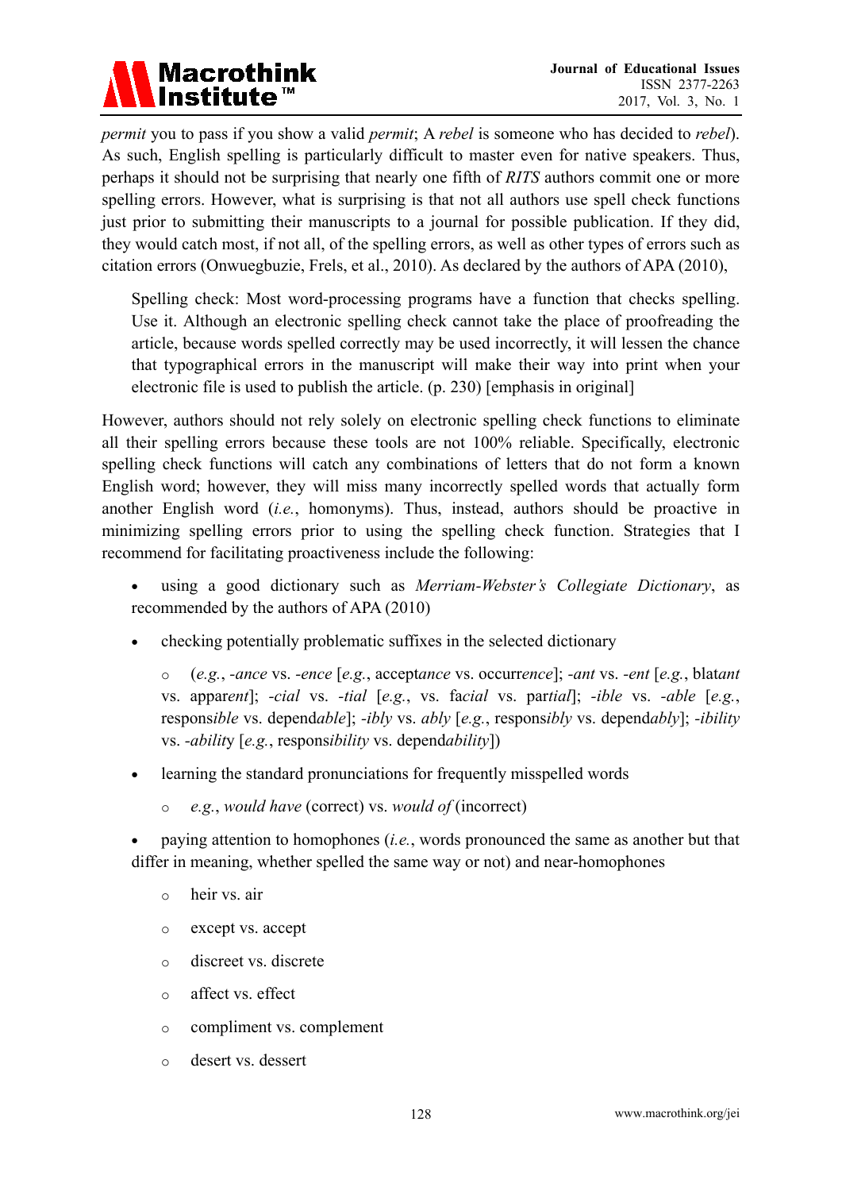*permit* you to pass if you show a valid *permit*; A *rebel* is someone who has decided to *rebel*). As such, English spelling is particularly difficult to master even for native speakers. Thus, perhaps it should not be surprising that nearly one fifth of *RITS* authors commit one or more spelling errors. However, what is surprising is that not all authors use spell check functions just prior to submitting their manuscripts to a journal for possible publication. If they did, they would catch most, if not all, of the spelling errors, as well as other types of errors such as citation errors (Onwuegbuzie, Frels, et al., 2010). As declared by the authors of APA (2010),

> Spelling check: Most word-processing programs have a function that checks spelling. Use it. Although an electronic spelling check cannot take the place of proofreading the article, because words spelled correctly may be used incorrectly, it will lessen the chance that typographical errors in the manuscript will make their way into print when your electronic file is used to publish the article. (p. 230) [emphasis in original]

However, authors should not rely solely on electronic spelling check functions to eliminate all their spelling errors because these tools are not 100% reliable. Specifically, electronic spelling check functions will catch any combinations of letters that do not form a known English word; however, they will miss many incorrectly spelled words that actually form another English word (*i.e.*, homonyms). Thus, instead, authors should be proactive in minimizing spelling errors prior to using the spelling check function. Strategies that I recommend for facilitating proactiveness include the following:

- using a good dictionary such as *Merriam-Webster's Collegiate Dictionary*, as recommended by the authors of APA (2010)
- checking potentially problematic suffixes in the selected dictionary
    - (*e.g.*, *-ance* vs. *-ence* [*e.g.*, accept*ance* vs. occurr*ence*]; *-ant* vs. *-ent* [*e.g.*, blat*ant* vs. appar*ent*]; *-cial* vs. *-tial* [*e.g.*, vs. fa*cial* vs. par*tial*]; *-ible* vs. *-able* [*e.g.*, respons*ible* vs. depend*able*]; *-ibly* vs. *ably* [*e.g.*, respons*ibly* vs. depend*ably*]; *-ibility* vs. *-abilit*y [*e.g.*, respons*ibility* vs. depend*ability*])
- learning the standard pronunciations for frequently misspelled words
    - *e.g.*, *would have* (correct) vs. *would of* (incorrect)
- paying attention to homophones (*i.e.*, words pronounced the same as another but that differ in meaning, whether spelled the same way or not) and near-homophones
    - heir vs. air
    - except vs. accept
    - discreet vs. discrete
    - affect vs. effect
    - compliment vs. complement
    - desert vs. dessert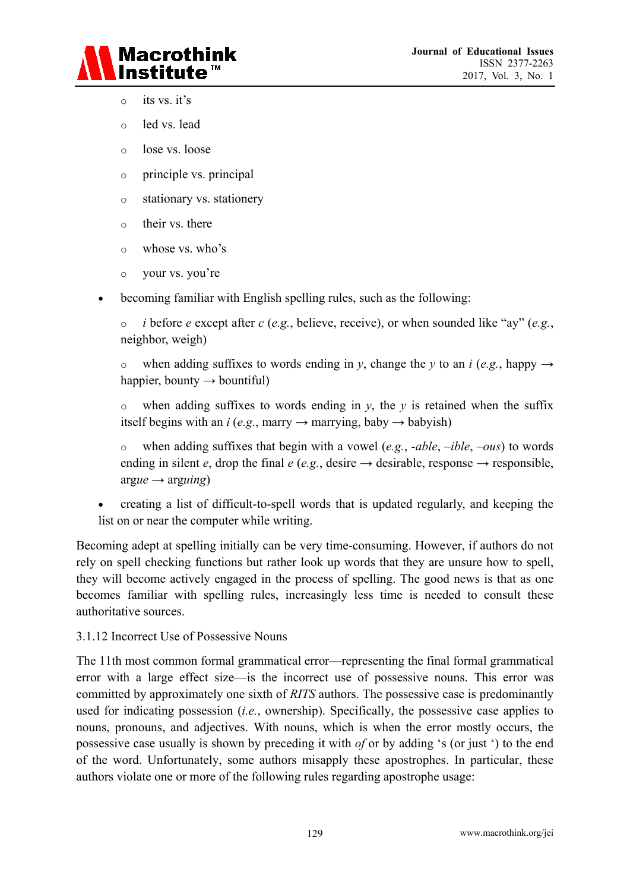- its vs. it's
  - led vs. lead
  - lose vs. loose
  - principle vs. principal
  - stationary vs. stationery
  - their vs. there
  - whose vs. who's
  - your vs. you're
- becoming familiar with English spelling rules, such as the following:
  - *i* before *e* except after *c* (*e.g.*, believe, receive), or when sounded like "ay" (*e.g.*, neighbor, weigh)
  - when adding suffixes to words ending in *y*, change the *y* to an *i* (*e.g.*, happy → happier, bounty → bountiful)
  - when adding suffixes to words ending in *y*, the *y* is retained when the suffix itself begins with an *i* (*e.g.*, marry → marrying, baby → babyish)
  - when adding suffixes that begin with a vowel (*e.g.*, *-able*, *–ible*, *–ous*) to words ending in silent *e*, drop the final *e* (*e.g.*, desire → desirable, response → responsible, arg*ue* → arg*uing*)
- creating a list of difficult-to-spell words that is updated regularly, and keeping the list on or near the computer while writing.

Becoming adept at spelling initially can be very time-consuming. However, if authors do not rely on spell checking functions but rather look up words that they are unsure how to spell, they will become actively engaged in the process of spelling. The good news is that as one becomes familiar with spelling rules, increasingly less time is needed to consult these authoritative sources.

#### 3.1.12 Incorrect Use of Possessive Nouns

The 11th most common formal grammatical error—representing the final formal grammatical error with a large effect size—is the incorrect use of possessive nouns. This error was committed by approximately one sixth of *RITS* authors. The possessive case is predominantly used for indicating possession (*i.e.*, ownership). Specifically, the possessive case applies to nouns, pronouns, and adjectives. With nouns, which is when the error mostly occurs, the possessive case usually is shown by preceding it with *of* or by adding 's (or just ') to the end of the word. Unfortunately, some authors misapply these apostrophes. In particular, these authors violate one or more of the following rules regarding apostrophe usage: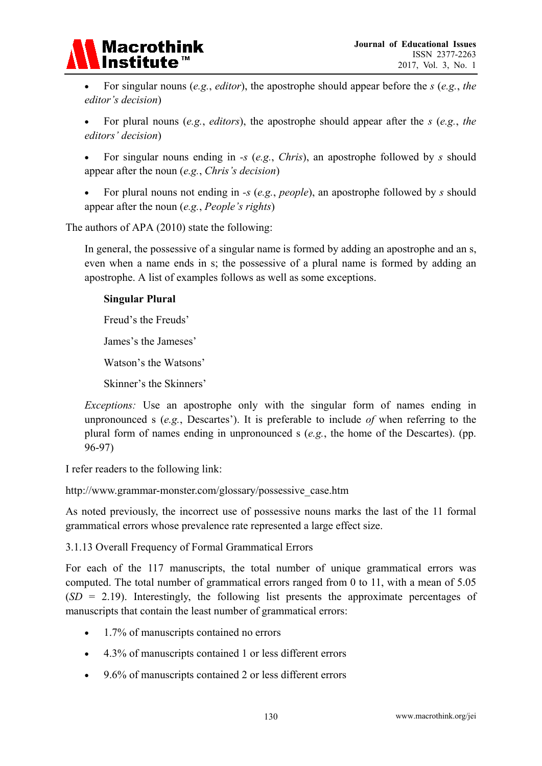- For singular nouns (*e.g.*, *editor*), the apostrophe should appear before the *s* (*e.g.*, *the editor's decision*)
- For plural nouns (*e.g.*, *editors*), the apostrophe should appear after the *s* (*e.g.*, *the editors' decision*)
- For singular nouns ending in *-s* (*e.g.*, *Chris*), an apostrophe followed by *s* should appear after the noun (*e.g.*, *Chris's decision*)
- For plural nouns not ending in *-s* (*e.g.*, *people*), an apostrophe followed by *s* should appear after the noun (*e.g.*, *People's rights*)

The authors of APA (2010) state the following:

> In general, the possessive of a singular name is formed by adding an apostrophe and an s, even when a name ends in s; the possessive of a plural name is formed by adding an apostrophe. A list of examples follows as well as some exceptions.
>
> **Singular Plural**
>
> Freud's the Freuds'
>
> James's the Jameses'
>
> Watson's the Watsons'
>
> Skinner's the Skinners'
>
> *Exceptions:* Use an apostrophe only with the singular form of names ending in unpronounced s (*e.g.*, Descartes'). It is preferable to include *of* when referring to the plural form of names ending in unpronounced s (*e.g.*, the home of the Descartes). (pp. 96-97)

I refer readers to the following link:

http://www.grammar-monster.com/glossary/possessive_case.htm

As noted previously, the incorrect use of possessive nouns marks the last of the 11 formal grammatical errors whose prevalence rate represented a large effect size.

3.1.13 Overall Frequency of Formal Grammatical Errors

For each of the 117 manuscripts, the total number of unique grammatical errors was computed. The total number of grammatical errors ranged from 0 to 11, with a mean of 5.05 (*SD* = 2.19). Interestingly, the following list presents the approximate percentages of manuscripts that contain the least number of grammatical errors:

- 1.7% of manuscripts contained no errors
- 4.3% of manuscripts contained 1 or less different errors
- 9.6% of manuscripts contained 2 or less different errors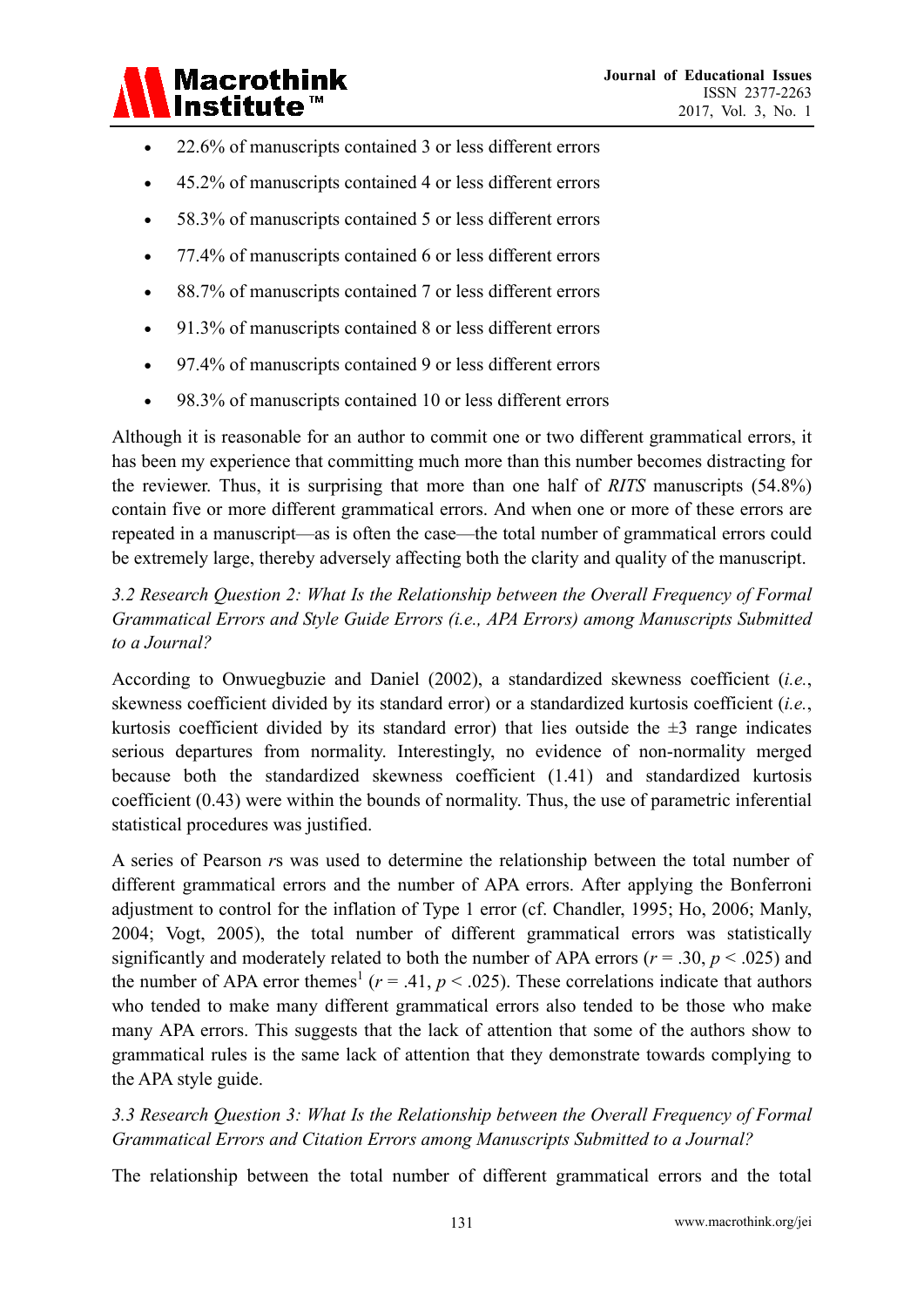- 22.6% of manuscripts contained 3 or less different errors
- 45.2% of manuscripts contained 4 or less different errors
- 58.3% of manuscripts contained 5 or less different errors
- 77.4% of manuscripts contained 6 or less different errors
- 88.7% of manuscripts contained 7 or less different errors
- 91.3% of manuscripts contained 8 or less different errors
- 97.4% of manuscripts contained 9 or less different errors
- 98.3% of manuscripts contained 10 or less different errors

Although it is reasonable for an author to commit one or two different grammatical errors, it has been my experience that committing much more than this number becomes distracting for the reviewer. Thus, it is surprising that more than one half of *RITS* manuscripts (54.8%) contain five or more different grammatical errors. And when one or more of these errors are repeated in a manuscript—as is often the case—the total number of grammatical errors could be extremely large, thereby adversely affecting both the clarity and quality of the manuscript.

### *3.2 Research Question 2: What Is the Relationship between the Overall Frequency of Formal Grammatical Errors and Style Guide Errors (i.e., APA Errors) among Manuscripts Submitted to a Journal?*

According to Onwuegbuzie and Daniel (2002), a standardized skewness coefficient (*i.e.*, skewness coefficient divided by its standard error) or a standardized kurtosis coefficient (*i.e.*, kurtosis coefficient divided by its standard error) that lies outside the ±3 range indicates serious departures from normality. Interestingly, no evidence of non-normality merged because both the standardized skewness coefficient (1.41) and standardized kurtosis coefficient (0.43) were within the bounds of normality. Thus, the use of parametric inferential statistical procedures was justified.

A series of Pearson *r*s was used to determine the relationship between the total number of different grammatical errors and the number of APA errors. After applying the Bonferroni adjustment to control for the inflation of Type 1 error (cf. Chandler, 1995; Ho, 2006; Manly, 2004; Vogt, 2005), the total number of different grammatical errors was statistically significantly and moderately related to both the number of APA errors ($r = .30$, $p < .025$) and the number of APA error themes[1] ($r = .41$, $p < .025$). These correlations indicate that authors who tended to make many different grammatical errors also tended to be those who make many APA errors. This suggests that the lack of attention that some of the authors show to grammatical rules is the same lack of attention that they demonstrate towards complying to the APA style guide.

### *3.3 Research Question 3: What Is the Relationship between the Overall Frequency of Formal Grammatical Errors and Citation Errors among Manuscripts Submitted to a Journal?*

The relationship between the total number of different grammatical errors and the total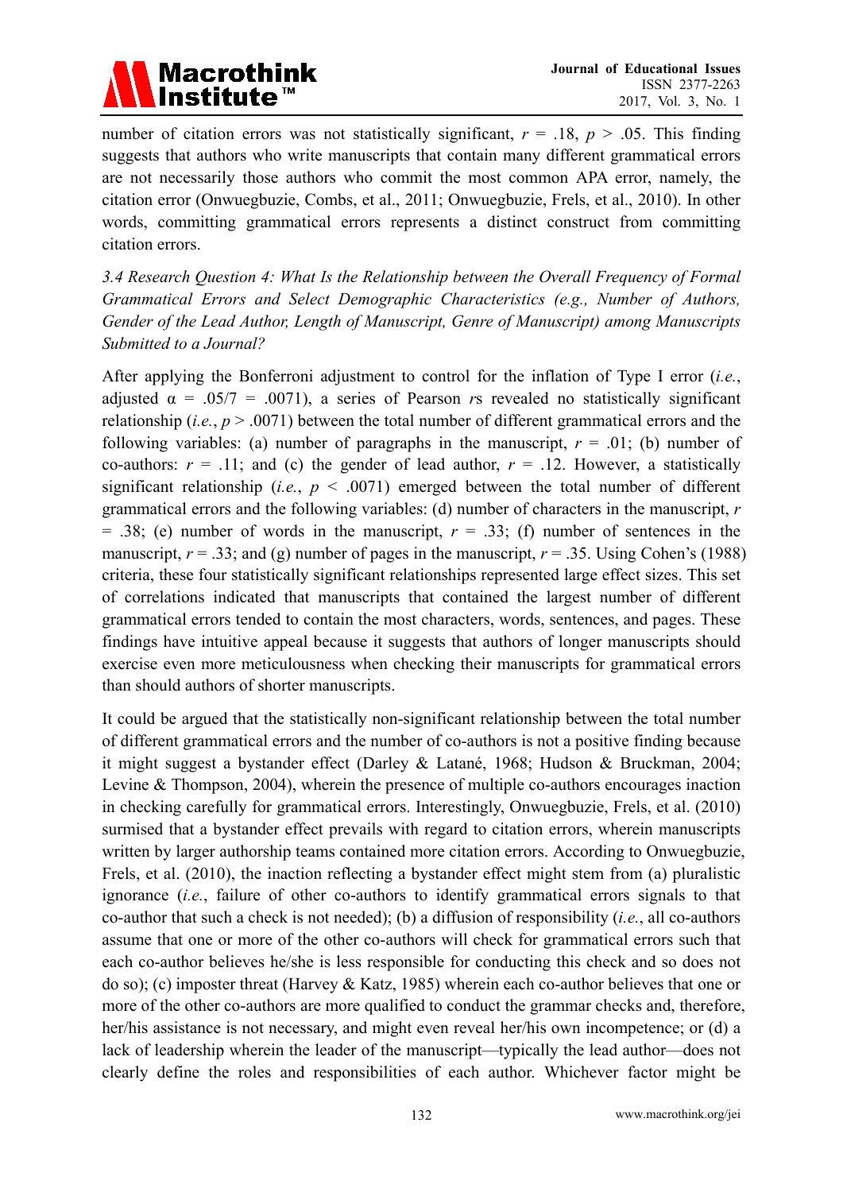number of citation errors was not statistically significant, $r = .18$, $p > .05$. This finding suggests that authors who write manuscripts that contain many different grammatical errors are not necessarily those authors who commit the most common APA error, namely, the citation error (Onwuegbuzie, Combs, et al., 2011; Onwuegbuzie, Frels, et al., 2010). In other words, committing grammatical errors represents a distinct construct from committing citation errors.

### *3.4 Research Question 4: What Is the Relationship between the Overall Frequency of Formal Grammatical Errors and Select Demographic Characteristics (e.g., Number of Authors, Gender of the Lead Author, Length of Manuscript, Genre of Manuscript) among Manuscripts Submitted to a Journal?*

After applying the Bonferroni adjustment to control for the inflation of Type I error (*i.e.*, adjusted $\alpha = .05/7 = .0071$), a series of Pearson *r*s revealed no statistically significant relationship (*i.e.*, $p > .0071$) between the total number of different grammatical errors and the following variables: (a) number of paragraphs in the manuscript, $r = .01$; (b) number of co-authors: $r = .11$; and (c) the gender of lead author, $r = .12$. However, a statistically significant relationship (*i.e.*, $p < .0071$) emerged between the total number of different grammatical errors and the following variables: (d) number of characters in the manuscript, $r = .38$; (e) number of words in the manuscript, $r = .33$; (f) number of sentences in the manuscript, $r = .33$; and (g) number of pages in the manuscript, $r = .35$. Using Cohen's (1988) criteria, these four statistically significant relationships represented large effect sizes. This set of correlations indicated that manuscripts that contained the largest number of different grammatical errors tended to contain the most characters, words, sentences, and pages. These findings have intuitive appeal because it suggests that authors of longer manuscripts should exercise even more meticulousness when checking their manuscripts for grammatical errors than should authors of shorter manuscripts.

It could be argued that the statistically non-significant relationship between the total number of different grammatical errors and the number of co-authors is not a positive finding because it might suggest a bystander effect (Darley & Latané, 1968; Hudson & Bruckman, 2004; Levine & Thompson, 2004), wherein the presence of multiple co-authors encourages inaction in checking carefully for grammatical errors. Interestingly, Onwuegbuzie, Frels, et al. (2010) surmised that a bystander effect prevails with regard to citation errors, wherein manuscripts written by larger authorship teams contained more citation errors. According to Onwuegbuzie, Frels, et al. (2010), the inaction reflecting a bystander effect might stem from (a) pluralistic ignorance (*i.e.*, failure of other co-authors to identify grammatical errors signals to that co-author that such a check is not needed); (b) a diffusion of responsibility (*i.e.*, all co-authors assume that one or more of the other co-authors will check for grammatical errors such that each co-author believes he/she is less responsible for conducting this check and so does not do so); (c) imposter threat (Harvey & Katz, 1985) wherein each co-author believes that one or more of the other co-authors are more qualified to conduct the grammar checks and, therefore, her/his assistance is not necessary, and might even reveal her/his own incompetence; or (d) a lack of leadership wherein the leader of the manuscript—typically the lead author—does not clearly define the roles and responsibilities of each author. Whichever factor might be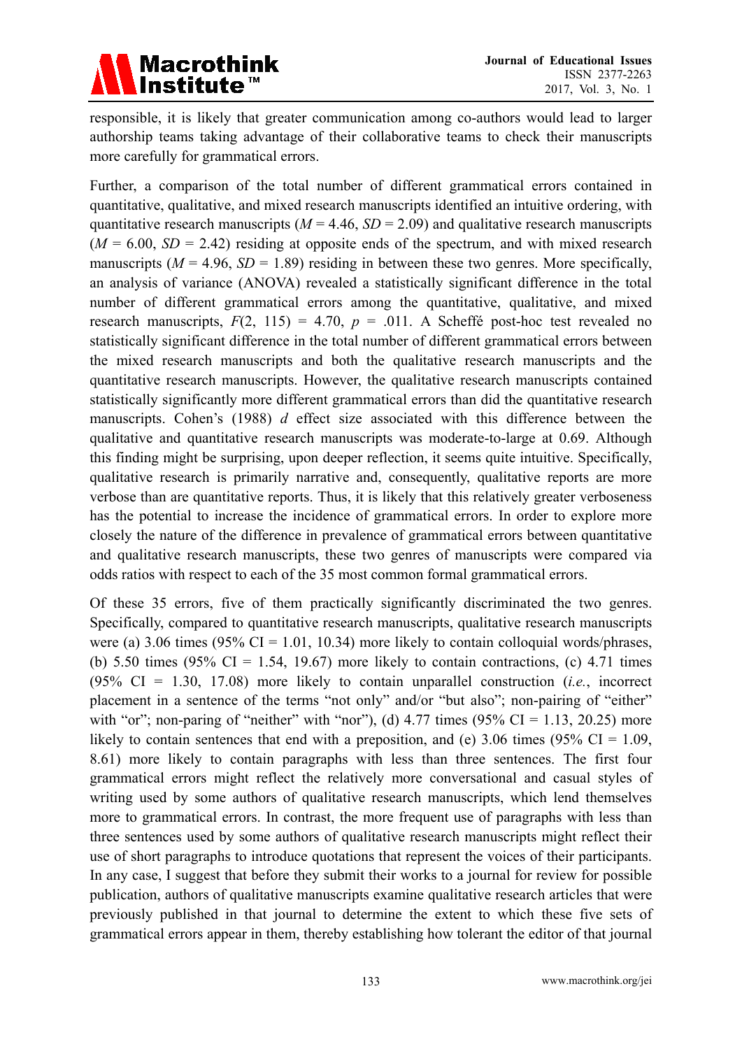responsible, it is likely that greater communication among co-authors would lead to larger authorship teams taking advantage of their collaborative teams to check their manuscripts more carefully for grammatical errors.

Further, a comparison of the total number of different grammatical errors contained in quantitative, qualitative, and mixed research manuscripts identified an intuitive ordering, with quantitative research manuscripts ($M$ = 4.46, $SD$ = 2.09) and qualitative research manuscripts ($M$ = 6.00, $SD$ = 2.42) residing at opposite ends of the spectrum, and with mixed research manuscripts ($M$ = 4.96, $SD$ = 1.89) residing in between these two genres. More specifically, an analysis of variance (ANOVA) revealed a statistically significant difference in the total number of different grammatical errors among the quantitative, qualitative, and mixed research manuscripts, $F(2, 115) = 4.70$, $p = .011$. A Scheffé post-hoc test revealed no statistically significant difference in the total number of different grammatical errors between the mixed research manuscripts and both the qualitative research manuscripts and the quantitative research manuscripts. However, the qualitative research manuscripts contained statistically significantly more different grammatical errors than did the quantitative research manuscripts. Cohen's (1988) $d$ effect size associated with this difference between the qualitative and quantitative research manuscripts was moderate-to-large at 0.69. Although this finding might be surprising, upon deeper reflection, it seems quite intuitive. Specifically, qualitative research is primarily narrative and, consequently, qualitative reports are more verbose than are quantitative reports. Thus, it is likely that this relatively greater verboseness has the potential to increase the incidence of grammatical errors. In order to explore more closely the nature of the difference in prevalence of grammatical errors between quantitative and qualitative research manuscripts, these two genres of manuscripts were compared via odds ratios with respect to each of the 35 most common formal grammatical errors.

Of these 35 errors, five of them practically significantly discriminated the two genres. Specifically, compared to quantitative research manuscripts, qualitative research manuscripts were (a) 3.06 times (95% CI = 1.01, 10.34) more likely to contain colloquial words/phrases, (b) 5.50 times (95% CI = 1.54, 19.67) more likely to contain contractions, (c) 4.71 times (95% CI = 1.30, 17.08) more likely to contain unparallel construction (*i.e.*, incorrect placement in a sentence of the terms "not only" and/or "but also"; non-pairing of "either" with "or"; non-paring of "neither" with "nor"), (d) 4.77 times (95% CI = 1.13, 20.25) more likely to contain sentences that end with a preposition, and (e) 3.06 times (95% CI = 1.09, 8.61) more likely to contain paragraphs with less than three sentences. The first four grammatical errors might reflect the relatively more conversational and casual styles of writing used by some authors of qualitative research manuscripts, which lend themselves more to grammatical errors. In contrast, the more frequent use of paragraphs with less than three sentences used by some authors of qualitative research manuscripts might reflect their use of short paragraphs to introduce quotations that represent the voices of their participants. In any case, I suggest that before they submit their works to a journal for review for possible publication, authors of qualitative manuscripts examine qualitative research articles that were previously published in that journal to determine the extent to which these five sets of grammatical errors appear in them, thereby establishing how tolerant the editor of that journal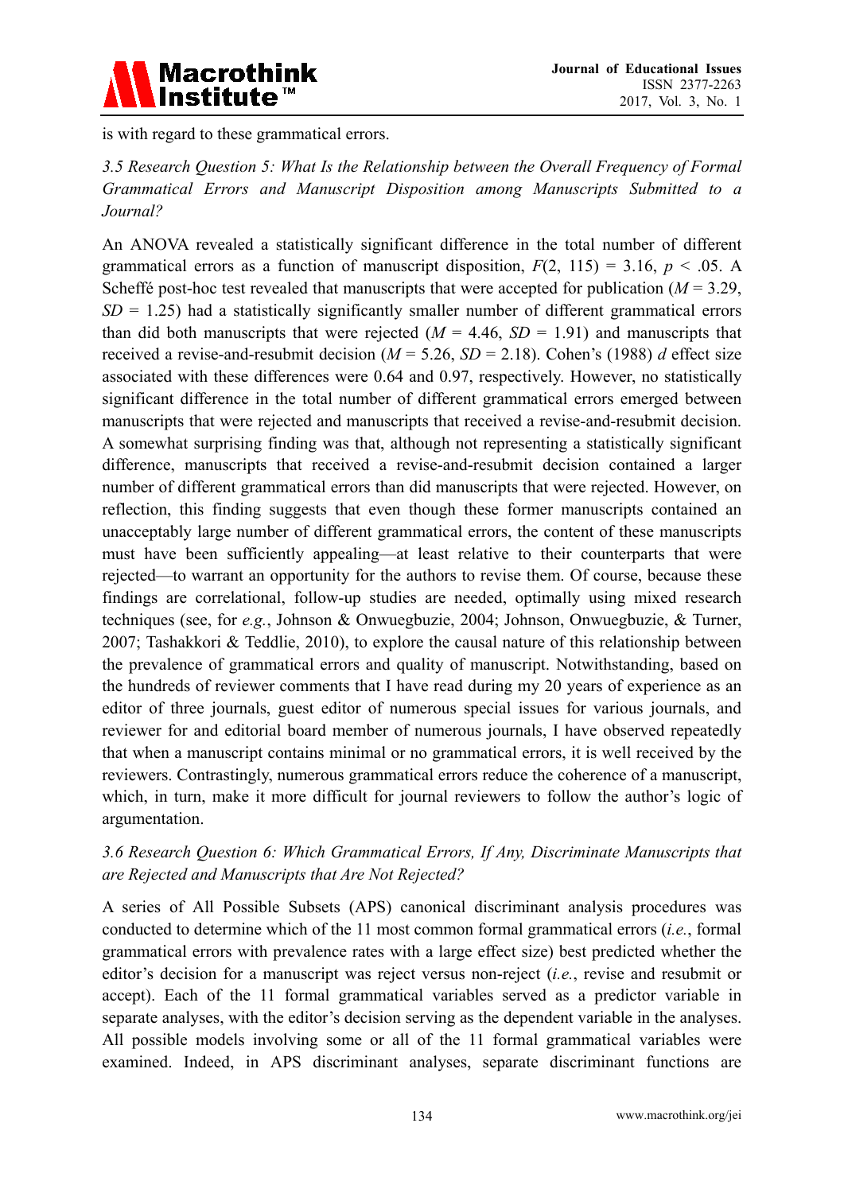is with regard to these grammatical errors.

### *3.5 Research Question 5: What Is the Relationship between the Overall Frequency of Formal Grammatical Errors and Manuscript Disposition among Manuscripts Submitted to a Journal?*

An ANOVA revealed a statistically significant difference in the total number of different grammatical errors as a function of manuscript disposition, $F(2, 115) = 3.16$, $p < .05$. A Scheffé post-hoc test revealed that manuscripts that were accepted for publication ($M = 3.29$, $SD = 1.25$) had a statistically significantly smaller number of different grammatical errors than did both manuscripts that were rejected ($M = 4.46$, $SD = 1.91$) and manuscripts that received a revise-and-resubmit decision ($M = 5.26$, $SD = 2.18$). Cohen's (1988) $d$ effect size associated with these differences were 0.64 and 0.97, respectively. However, no statistically significant difference in the total number of different grammatical errors emerged between manuscripts that were rejected and manuscripts that received a revise-and-resubmit decision. A somewhat surprising finding was that, although not representing a statistically significant difference, manuscripts that received a revise-and-resubmit decision contained a larger number of different grammatical errors than did manuscripts that were rejected. However, on reflection, this finding suggests that even though these former manuscripts contained an unacceptably large number of different grammatical errors, the content of these manuscripts must have been sufficiently appealing—at least relative to their counterparts that were rejected—to warrant an opportunity for the authors to revise them. Of course, because these findings are correlational, follow-up studies are needed, optimally using mixed research techniques (see, for *e.g.*, Johnson & Onwuegbuzie, 2004; Johnson, Onwuegbuzie, & Turner, 2007; Tashakkori & Teddlie, 2010), to explore the causal nature of this relationship between the prevalence of grammatical errors and quality of manuscript. Notwithstanding, based on the hundreds of reviewer comments that I have read during my 20 years of experience as an editor of three journals, guest editor of numerous special issues for various journals, and reviewer for and editorial board member of numerous journals, I have observed repeatedly that when a manuscript contains minimal or no grammatical errors, it is well received by the reviewers. Contrastingly, numerous grammatical errors reduce the coherence of a manuscript, which, in turn, make it more difficult for journal reviewers to follow the author's logic of argumentation.

### *3.6 Research Question 6: Which Grammatical Errors, If Any, Discriminate Manuscripts that are Rejected and Manuscripts that Are Not Rejected?*

A series of All Possible Subsets (APS) canonical discriminant analysis procedures was conducted to determine which of the 11 most common formal grammatical errors (*i.e.*, formal grammatical errors with prevalence rates with a large effect size) best predicted whether the editor's decision for a manuscript was reject versus non-reject (*i.e.*, revise and resubmit or accept). Each of the 11 formal grammatical variables served as a predictor variable in separate analyses, with the editor's decision serving as the dependent variable in the analyses. All possible models involving some or all of the 11 formal grammatical variables were examined. Indeed, in APS discriminant analyses, separate discriminant functions are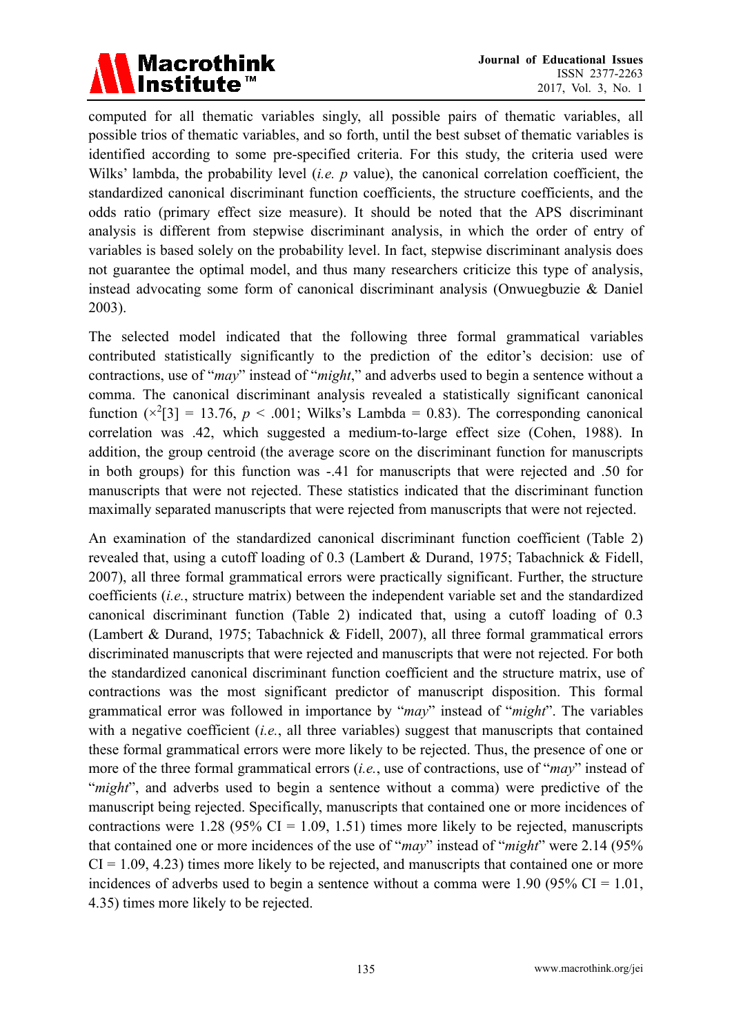computed for all thematic variables singly, all possible pairs of thematic variables, all possible trios of thematic variables, and so forth, until the best subset of thematic variables is identified according to some pre-specified criteria. For this study, the criteria used were Wilks' lambda, the probability level (*i.e. p* value), the canonical correlation coefficient, the standardized canonical discriminant function coefficients, the structure coefficients, and the odds ratio (primary effect size measure). It should be noted that the APS discriminant analysis is different from stepwise discriminant analysis, in which the order of entry of variables is based solely on the probability level. In fact, stepwise discriminant analysis does not guarantee the optimal model, and thus many researchers criticize this type of analysis, instead advocating some form of canonical discriminant analysis (Onwuegbuzie & Daniel 2003).

The selected model indicated that the following three formal grammatical variables contributed statistically significantly to the prediction of the editor's decision: use of contractions, use of "*may*" instead of "*might*," and adverbs used to begin a sentence without a comma. The canonical discriminant analysis revealed a statistically significant canonical function ($\times^2[3] = 13.76$, $p < .001$; Wilks's Lambda = 0.83). The corresponding canonical correlation was .42, which suggested a medium-to-large effect size (Cohen, 1988). In addition, the group centroid (the average score on the discriminant function for manuscripts in both groups) for this function was -.41 for manuscripts that were rejected and .50 for manuscripts that were not rejected. These statistics indicated that the discriminant function maximally separated manuscripts that were rejected from manuscripts that were not rejected.

An examination of the standardized canonical discriminant function coefficient (Table 2) revealed that, using a cutoff loading of 0.3 (Lambert & Durand, 1975; Tabachnick & Fidell, 2007), all three formal grammatical errors were practically significant. Further, the structure coefficients (*i.e.*, structure matrix) between the independent variable set and the standardized canonical discriminant function (Table 2) indicated that, using a cutoff loading of 0.3 (Lambert & Durand, 1975; Tabachnick & Fidell, 2007), all three formal grammatical errors discriminated manuscripts that were rejected and manuscripts that were not rejected. For both the standardized canonical discriminant function coefficient and the structure matrix, use of contractions was the most significant predictor of manuscript disposition. This formal grammatical error was followed in importance by "*may*" instead of "*might*". The variables with a negative coefficient (*i.e.*, all three variables) suggest that manuscripts that contained these formal grammatical errors were more likely to be rejected. Thus, the presence of one or more of the three formal grammatical errors (*i.e.*, use of contractions, use of "*may*" instead of "*might*", and adverbs used to begin a sentence without a comma) were predictive of the manuscript being rejected. Specifically, manuscripts that contained one or more incidences of contractions were 1.28 (95% CI = 1.09, 1.51) times more likely to be rejected, manuscripts that contained one or more incidences of the use of "*may*" instead of "*might*" were 2.14 (95% CI = 1.09, 4.23) times more likely to be rejected, and manuscripts that contained one or more incidences of adverbs used to begin a sentence without a comma were 1.90 (95% CI = 1.01, 4.35) times more likely to be rejected.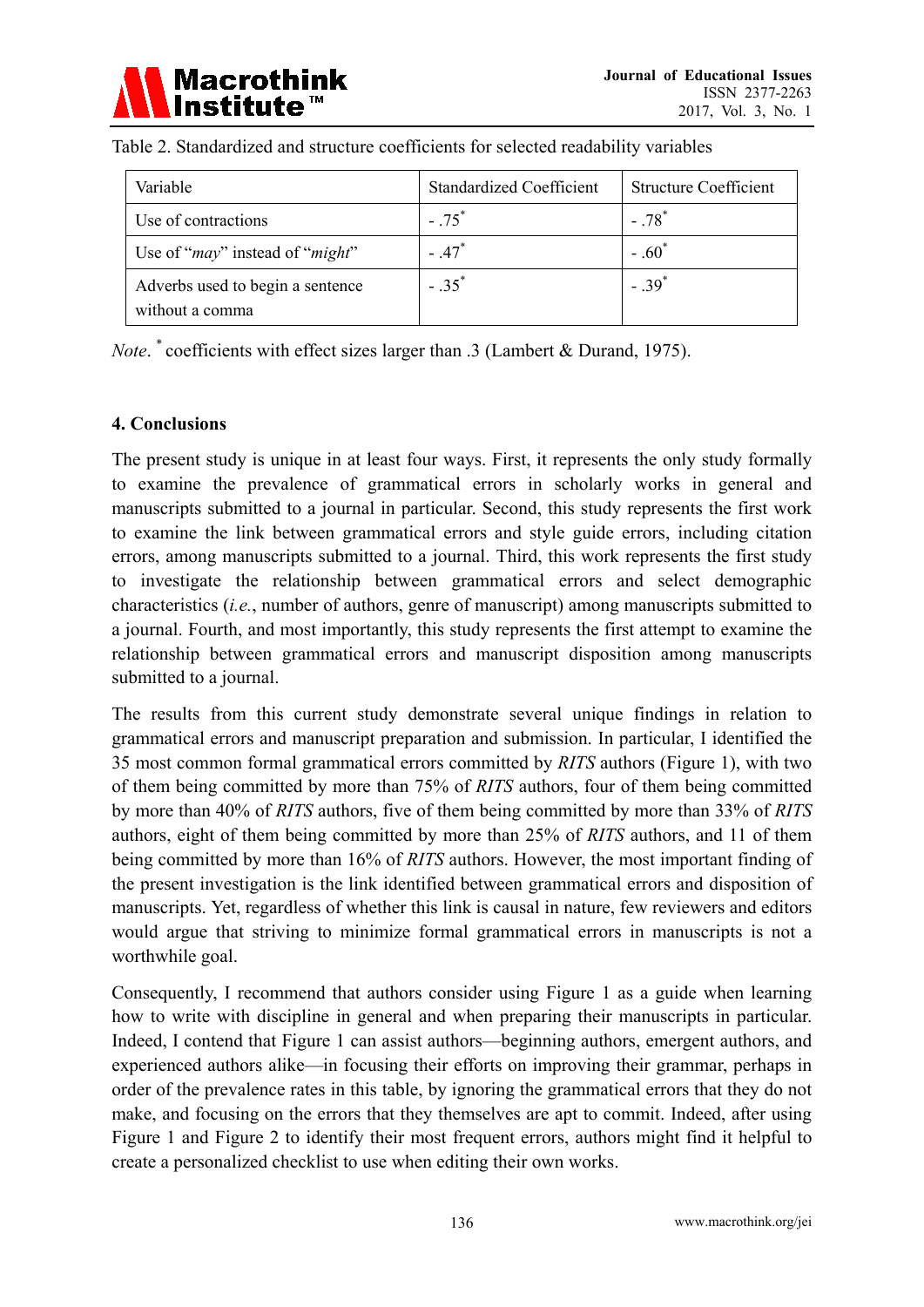Table 2. Standardized and structure coefficients for selected readability variables

| Variable | Standardized Coefficient | Structure Coefficient |
|---|---|---|
| Use of contractions | - .75* | - .78* |
| Use of "*may*" instead of "*might*" | - .47* | - .60* |
| Adverbs used to begin a sentence without a comma | - .35* | - .39* |

*Note*. * coefficients with effect sizes larger than .3 (Lambert & Durand, 1975).

## 4. Conclusions

The present study is unique in at least four ways. First, it represents the only study formally to examine the prevalence of grammatical errors in scholarly works in general and manuscripts submitted to a journal in particular. Second, this study represents the first work to examine the link between grammatical errors and style guide errors, including citation errors, among manuscripts submitted to a journal. Third, this work represents the first study to investigate the relationship between grammatical errors and select demographic characteristics (*i.e.*, number of authors, genre of manuscript) among manuscripts submitted to a journal. Fourth, and most importantly, this study represents the first attempt to examine the relationship between grammatical errors and manuscript disposition among manuscripts submitted to a journal.

The results from this current study demonstrate several unique findings in relation to grammatical errors and manuscript preparation and submission. In particular, I identified the 35 most common formal grammatical errors committed by *RITS* authors (Figure 1), with two of them being committed by more than 75% of *RITS* authors, four of them being committed by more than 40% of *RITS* authors, five of them being committed by more than 33% of *RITS* authors, eight of them being committed by more than 25% of *RITS* authors, and 11 of them being committed by more than 16% of *RITS* authors. However, the most important finding of the present investigation is the link identified between grammatical errors and disposition of manuscripts. Yet, regardless of whether this link is causal in nature, few reviewers and editors would argue that striving to minimize formal grammatical errors in manuscripts is not a worthwhile goal.

Consequently, I recommend that authors consider using Figure 1 as a guide when learning how to write with discipline in general and when preparing their manuscripts in particular. Indeed, I contend that Figure 1 can assist authors—beginning authors, emergent authors, and experienced authors alike—in focusing their efforts on improving their grammar, perhaps in order of the prevalence rates in this table, by ignoring the grammatical errors that they do not make, and focusing on the errors that they themselves are apt to commit. Indeed, after using Figure 1 and Figure 2 to identify their most frequent errors, authors might find it helpful to create a personalized checklist to use when editing their own works.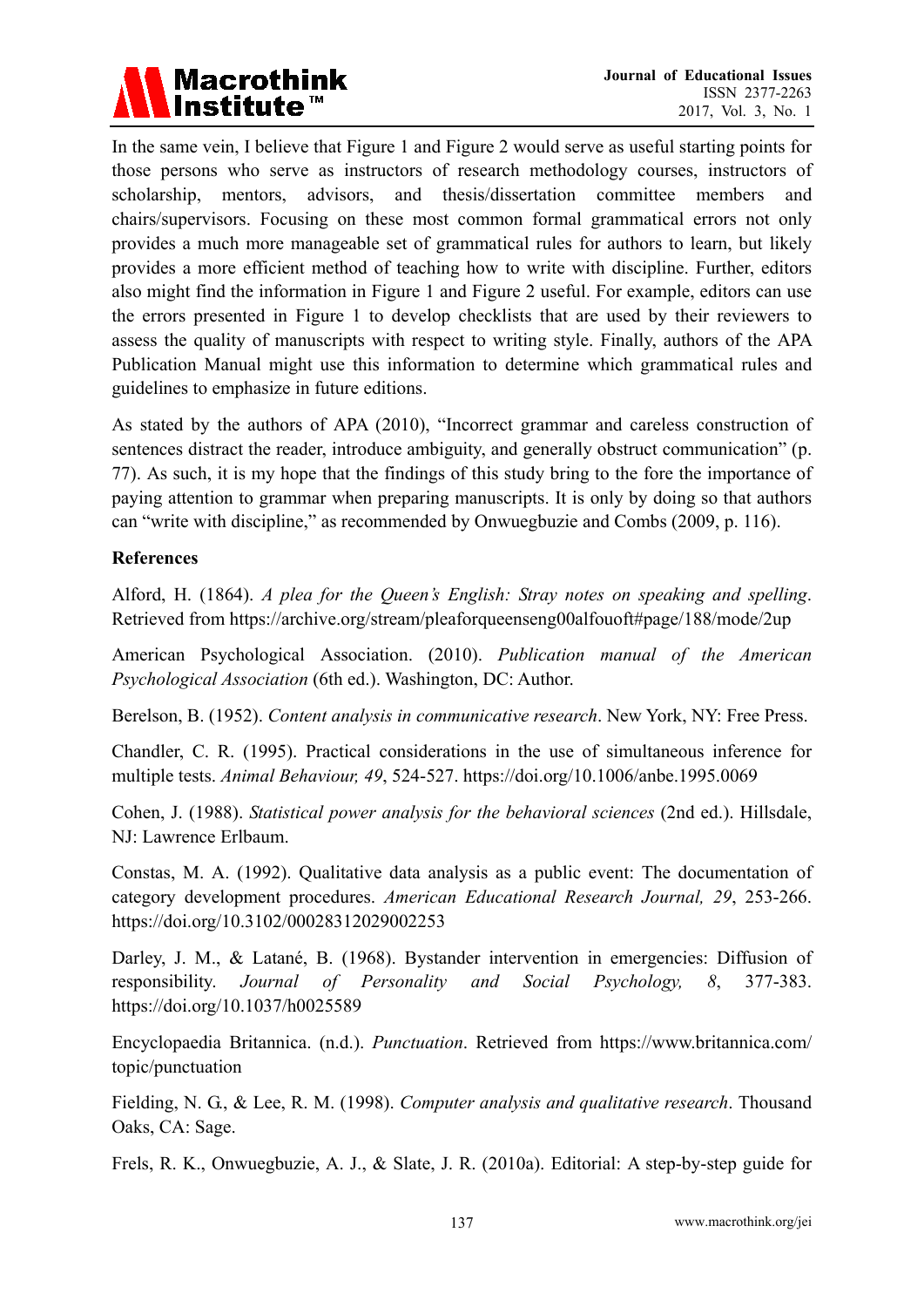In the same vein, I believe that Figure 1 and Figure 2 would serve as useful starting points for those persons who serve as instructors of research methodology courses, instructors of scholarship, mentors, advisors, and thesis/dissertation committee members and chairs/supervisors. Focusing on these most common formal grammatical errors not only provides a much more manageable set of grammatical rules for authors to learn, but likely provides a more efficient method of teaching how to write with discipline. Further, editors also might find the information in Figure 1 and Figure 2 useful. For example, editors can use the errors presented in Figure 1 to develop checklists that are used by their reviewers to assess the quality of manuscripts with respect to writing style. Finally, authors of the APA Publication Manual might use this information to determine which grammatical rules and guidelines to emphasize in future editions.

As stated by the authors of APA (2010), "Incorrect grammar and careless construction of sentences distract the reader, introduce ambiguity, and generally obstruct communication" (p. 77). As such, it is my hope that the findings of this study bring to the fore the importance of paying attention to grammar when preparing manuscripts. It is only by doing so that authors can "write with discipline," as recommended by Onwuegbuzie and Combs (2009, p. 116).

**References**

Alford, H. (1864). *A plea for the Queen's English: Stray notes on speaking and spelling*. Retrieved from https://archive.org/stream/pleaforqueenseng00alfouoft#page/188/mode/2up

American Psychological Association. (2010). *Publication manual of the American Psychological Association* (6th ed.). Washington, DC: Author.

Berelson, B. (1952). *Content analysis in communicative research*. New York, NY: Free Press.

Chandler, C. R. (1995). Practical considerations in the use of simultaneous inference for multiple tests. *Animal Behaviour, 49*, 524-527. https://doi.org/10.1006/anbe.1995.0069

Cohen, J. (1988). *Statistical power analysis for the behavioral sciences* (2nd ed.). Hillsdale, NJ: Lawrence Erlbaum.

Constas, M. A. (1992). Qualitative data analysis as a public event: The documentation of category development procedures. *American Educational Research Journal, 29*, 253-266. https://doi.org/10.3102/00028312029002253

Darley, J. M., & Latané, B. (1968). Bystander intervention in emergencies: Diffusion of responsibility. *Journal of Personality and Social Psychology, 8*, 377-383. https://doi.org/10.1037/h0025589

Encyclopaedia Britannica. (n.d.). *Punctuation*. Retrieved from https://www.britannica.com/topic/punctuation

Fielding, N. G., & Lee, R. M. (1998). *Computer analysis and qualitative research*. Thousand Oaks, CA: Sage.

Frels, R. K., Onwuegbuzie, A. J., & Slate, J. R. (2010a). Editorial: A step-by-step guide for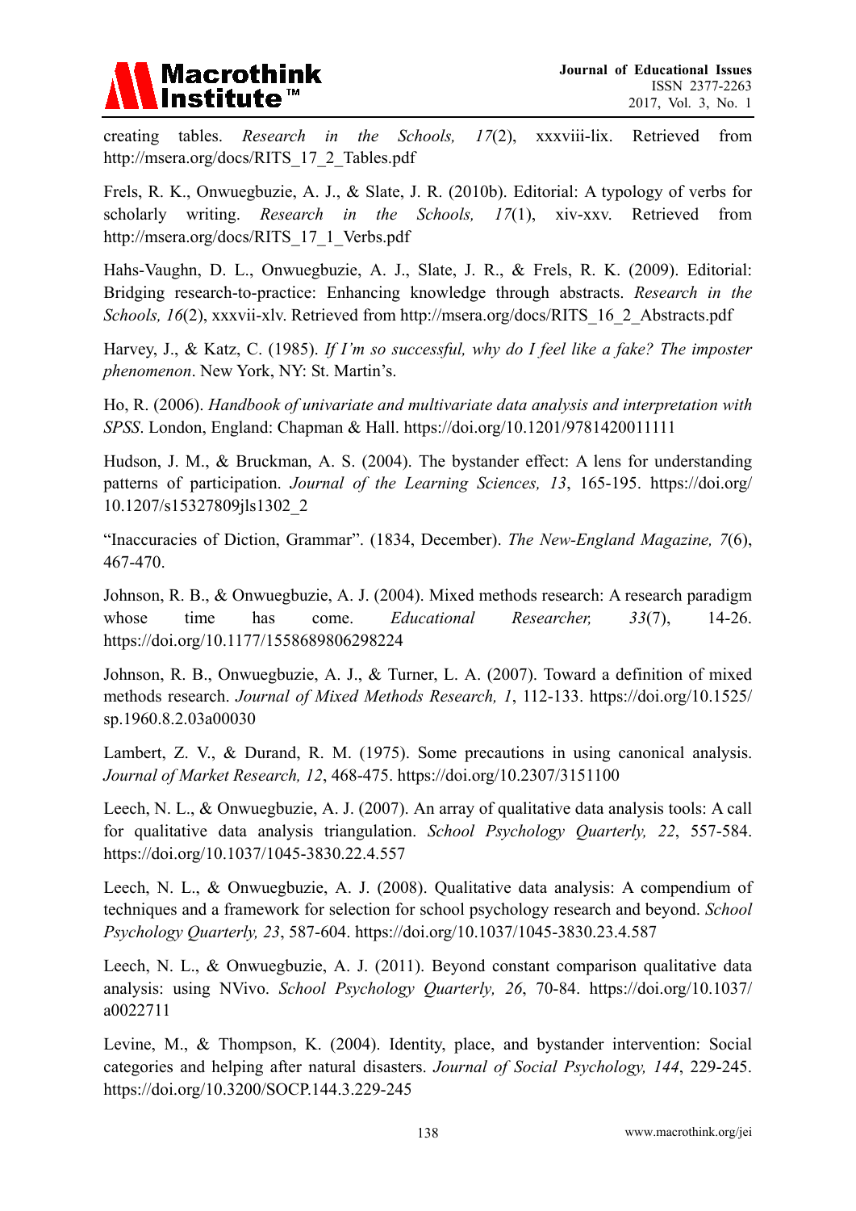creating tables. *Research in the Schools, 17*(2), xxxviii-lix. Retrieved from http://msera.org/docs/RITS_17_2_Tables.pdf

Frels, R. K., Onwuegbuzie, A. J., & Slate, J. R. (2010b). Editorial: A typology of verbs for scholarly writing. *Research in the Schools, 17*(1), xiv-xxv. Retrieved from http://msera.org/docs/RITS_17_1_Verbs.pdf

Hahs-Vaughn, D. L., Onwuegbuzie, A. J., Slate, J. R., & Frels, R. K. (2009). Editorial: Bridging research-to-practice: Enhancing knowledge through abstracts. *Research in the Schools, 16*(2), xxxvii-xlv. Retrieved from http://msera.org/docs/RITS_16_2_Abstracts.pdf

Harvey, J., & Katz, C. (1985). *If I'm so successful, why do I feel like a fake? The imposter phenomenon*. New York, NY: St. Martin's.

Ho, R. (2006). *Handbook of univariate and multivariate data analysis and interpretation with SPSS*. London, England: Chapman & Hall. https://doi.org/10.1201/9781420011111

Hudson, J. M., & Bruckman, A. S. (2004). The bystander effect: A lens for understanding patterns of participation. *Journal of the Learning Sciences, 13*, 165-195. https://doi.org/10.1207/s15327809jls1302_2

"Inaccuracies of Diction, Grammar". (1834, December). *The New-England Magazine, 7*(6), 467-470.

Johnson, R. B., & Onwuegbuzie, A. J. (2004). Mixed methods research: A research paradigm whose time has come. *Educational Researcher, 33*(7), 14-26. https://doi.org/10.1177/1558689806298224

Johnson, R. B., Onwuegbuzie, A. J., & Turner, L. A. (2007). Toward a definition of mixed methods research. *Journal of Mixed Methods Research, 1*, 112-133. https://doi.org/10.1525/sp.1960.8.2.03a00030

Lambert, Z. V., & Durand, R. M. (1975). Some precautions in using canonical analysis. *Journal of Market Research, 12*, 468-475. https://doi.org/10.2307/3151100

Leech, N. L., & Onwuegbuzie, A. J. (2007). An array of qualitative data analysis tools: A call for qualitative data analysis triangulation. *School Psychology Quarterly, 22*, 557-584. https://doi.org/10.1037/1045-3830.22.4.557

Leech, N. L., & Onwuegbuzie, A. J. (2008). Qualitative data analysis: A compendium of techniques and a framework for selection for school psychology research and beyond. *School Psychology Quarterly, 23*, 587-604. https://doi.org/10.1037/1045-3830.23.4.587

Leech, N. L., & Onwuegbuzie, A. J. (2011). Beyond constant comparison qualitative data analysis: using NVivo. *School Psychology Quarterly, 26*, 70-84. https://doi.org/10.1037/a0022711

Levine, M., & Thompson, K. (2004). Identity, place, and bystander intervention: Social categories and helping after natural disasters. *Journal of Social Psychology, 144*, 229-245. https://doi.org/10.3200/SOCP.144.3.229-245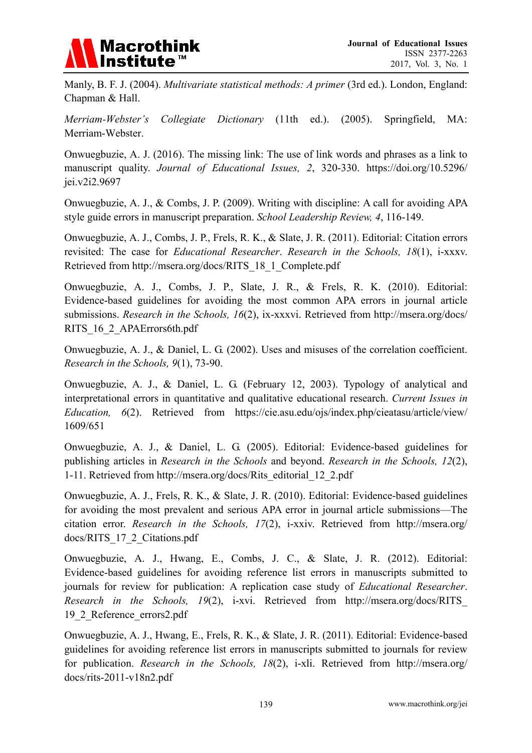Manly, B. F. J. (2004). *Multivariate statistical methods: A primer* (3rd ed.). London, England: Chapman & Hall.

*Merriam-Webster's Collegiate Dictionary* (11th ed.). (2005). Springfield, MA: Merriam-Webster.

Onwuegbuzie, A. J. (2016). The missing link: The use of link words and phrases as a link to manuscript quality. *Journal of Educational Issues, 2*, 320-330. https://doi.org/10.5296/jei.v2i2.9697

Onwuegbuzie, A. J., & Combs, J. P. (2009). Writing with discipline: A call for avoiding APA style guide errors in manuscript preparation. *School Leadership Review, 4*, 116-149.

Onwuegbuzie, A. J., Combs, J. P., Frels, R. K., & Slate, J. R. (2011). Editorial: Citation errors revisited: The case for *Educational Researcher*. *Research in the Schools, 18*(1), i-xxxv. Retrieved from http://msera.org/docs/RITS_18_1_Complete.pdf

Onwuegbuzie, A. J., Combs, J. P., Slate, J. R., & Frels, R. K. (2010). Editorial: Evidence-based guidelines for avoiding the most common APA errors in journal article submissions. *Research in the Schools, 16*(2), ix-xxxvi. Retrieved from http://msera.org/docs/RITS_16_2_APAErrors6th.pdf

Onwuegbuzie, A. J., & Daniel, L. G. (2002). Uses and misuses of the correlation coefficient. *Research in the Schools, 9*(1), 73-90.

Onwuegbuzie, A. J., & Daniel, L. G. (February 12, 2003). Typology of analytical and interpretational errors in quantitative and qualitative educational research. *Current Issues in Education, 6*(2). Retrieved from https://cie.asu.edu/ojs/index.php/cieatasu/article/view/1609/651

Onwuegbuzie, A. J., & Daniel, L. G. (2005). Editorial: Evidence-based guidelines for publishing articles in *Research in the Schools* and beyond. *Research in the Schools, 12*(2), 1-11. Retrieved from http://msera.org/docs/Rits_editorial_12_2.pdf

Onwuegbuzie, A. J., Frels, R. K., & Slate, J. R. (2010). Editorial: Evidence-based guidelines for avoiding the most prevalent and serious APA error in journal article submissions—The citation error. *Research in the Schools, 17*(2), i-xxiv. Retrieved from http://msera.org/docs/RITS_17_2_Citations.pdf

Onwuegbuzie, A. J., Hwang, E., Combs, J. C., & Slate, J. R. (2012). Editorial: Evidence-based guidelines for avoiding reference list errors in manuscripts submitted to journals for review for publication: A replication case study of *Educational Researcher*. *Research in the Schools, 19*(2), i-xvi. Retrieved from http://msera.org/docs/RITS_19_2_Reference_errors2.pdf

Onwuegbuzie, A. J., Hwang, E., Frels, R. K., & Slate, J. R. (2011). Editorial: Evidence-based guidelines for avoiding reference list errors in manuscripts submitted to journals for review for publication. *Research in the Schools, 18*(2), i-xli. Retrieved from http://msera.org/docs/rits-2011-v18n2.pdf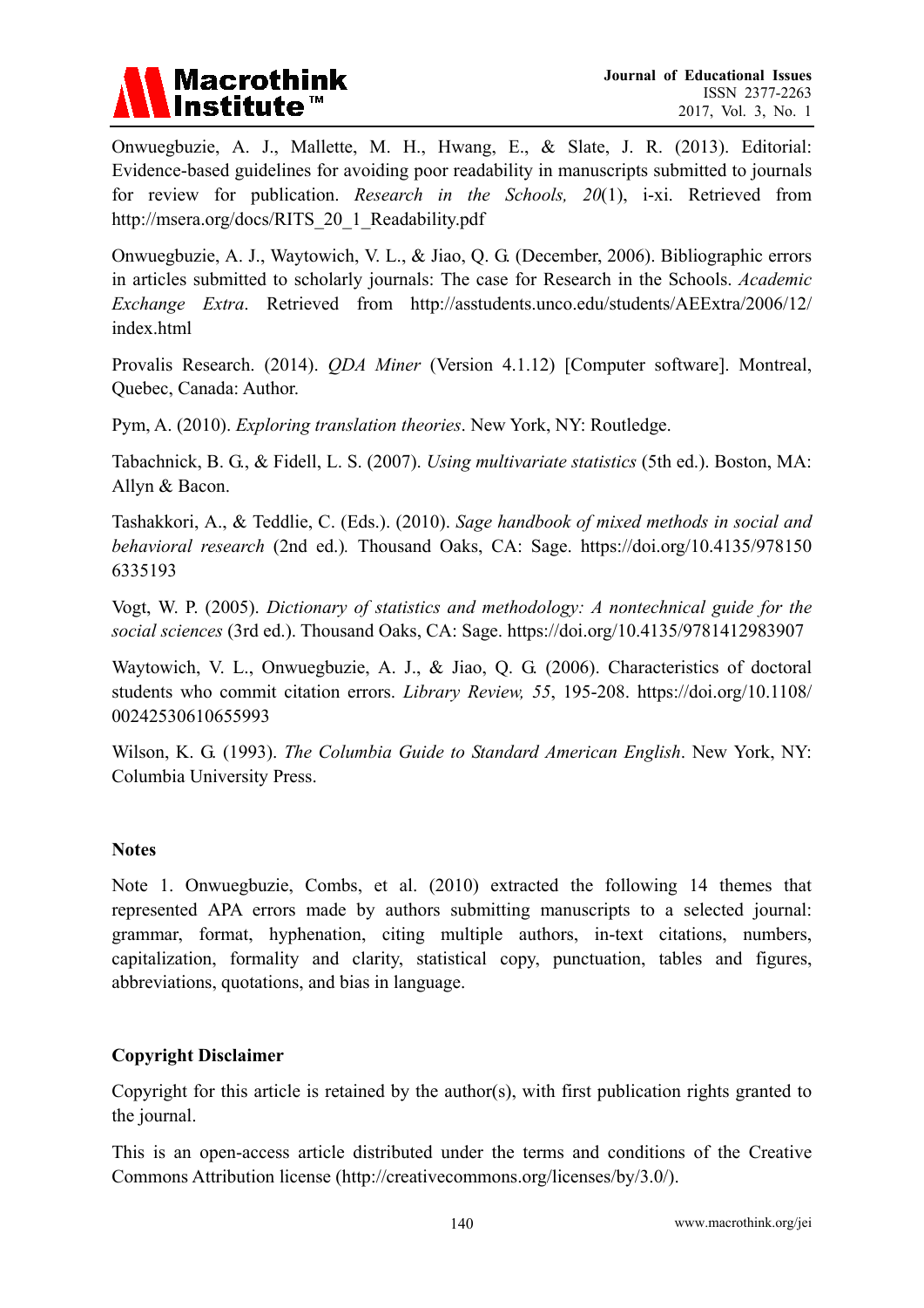Onwuegbuzie, A. J., Mallette, M. H., Hwang, E., & Slate, J. R. (2013). Editorial: Evidence-based guidelines for avoiding poor readability in manuscripts submitted to journals for review for publication. *Research in the Schools, 20*(1), i-xi. Retrieved from http://msera.org/docs/RITS_20_1_Readability.pdf

Onwuegbuzie, A. J., Waytowich, V. L., & Jiao, Q. G. (December, 2006). Bibliographic errors in articles submitted to scholarly journals: The case for Research in the Schools. *Academic Exchange Extra*. Retrieved from http://asstudents.unco.edu/students/AEExtra/2006/12/index.html

Provalis Research. (2014). *QDA Miner* (Version 4.1.12) [Computer software]. Montreal, Quebec, Canada: Author.

Pym, A. (2010). *Exploring translation theories*. New York, NY: Routledge.

Tabachnick, B. G., & Fidell, L. S. (2007). *Using multivariate statistics* (5th ed.). Boston, MA: Allyn & Bacon.

Tashakkori, A., & Teddlie, C. (Eds.). (2010). *Sage handbook of mixed methods in social and behavioral research* (2nd ed.)*.* Thousand Oaks, CA: Sage. https://doi.org/10.4135/9781506335193

Vogt, W. P. (2005). *Dictionary of statistics and methodology: A nontechnical guide for the social sciences* (3rd ed.). Thousand Oaks, CA: Sage. https://doi.org/10.4135/9781412983907

Waytowich, V. L., Onwuegbuzie, A. J., & Jiao, Q. G. (2006). Characteristics of doctoral students who commit citation errors. *Library Review, 55*, 195-208. https://doi.org/10.1108/00242530610655993

Wilson, K. G. (1993). *The Columbia Guide to Standard American English*. New York, NY: Columbia University Press.

## Notes

Note 1. Onwuegbuzie, Combs, et al. (2010) extracted the following 14 themes that represented APA errors made by authors submitting manuscripts to a selected journal: grammar, format, hyphenation, citing multiple authors, in-text citations, numbers, capitalization, formality and clarity, statistical copy, punctuation, tables and figures, abbreviations, quotations, and bias in language.

## Copyright Disclaimer

Copyright for this article is retained by the author(s), with first publication rights granted to the journal.

This is an open-access article distributed under the terms and conditions of the Creative Commons Attribution license (http://creativecommons.org/licenses/by/3.0/).